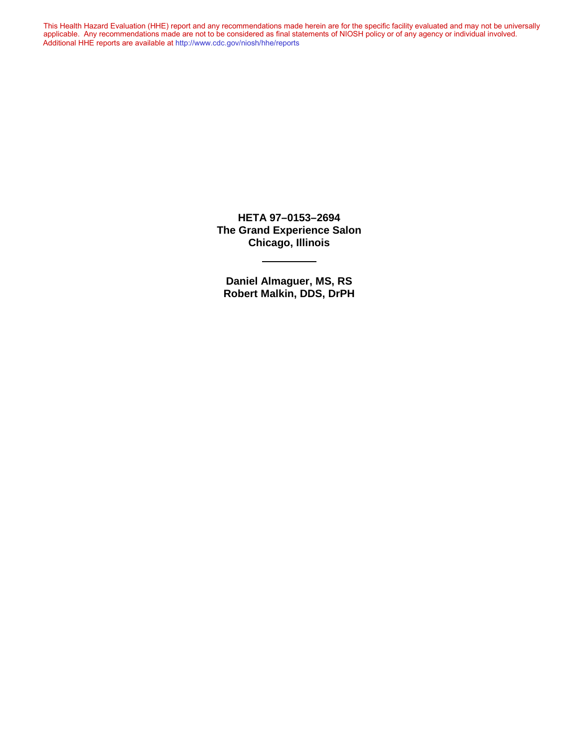This Health Hazard Evaluation (HHE) report and any recommendations made herein are for the specific facility evaluated and may not be universally applicable. Any recommendations made are not to be considered as final statements of NIOSH policy or of any agency or individual involved. Additional HHE reports are available at http://www.cdc.gov/niosh/hhe/reports

**HETA 97–0153–2694**
**The Grand Experience Salon**
**Chicago, Illinois**

---

**Daniel Almaguer, MS, RS**
**Robert Malkin, DDS, DrPH**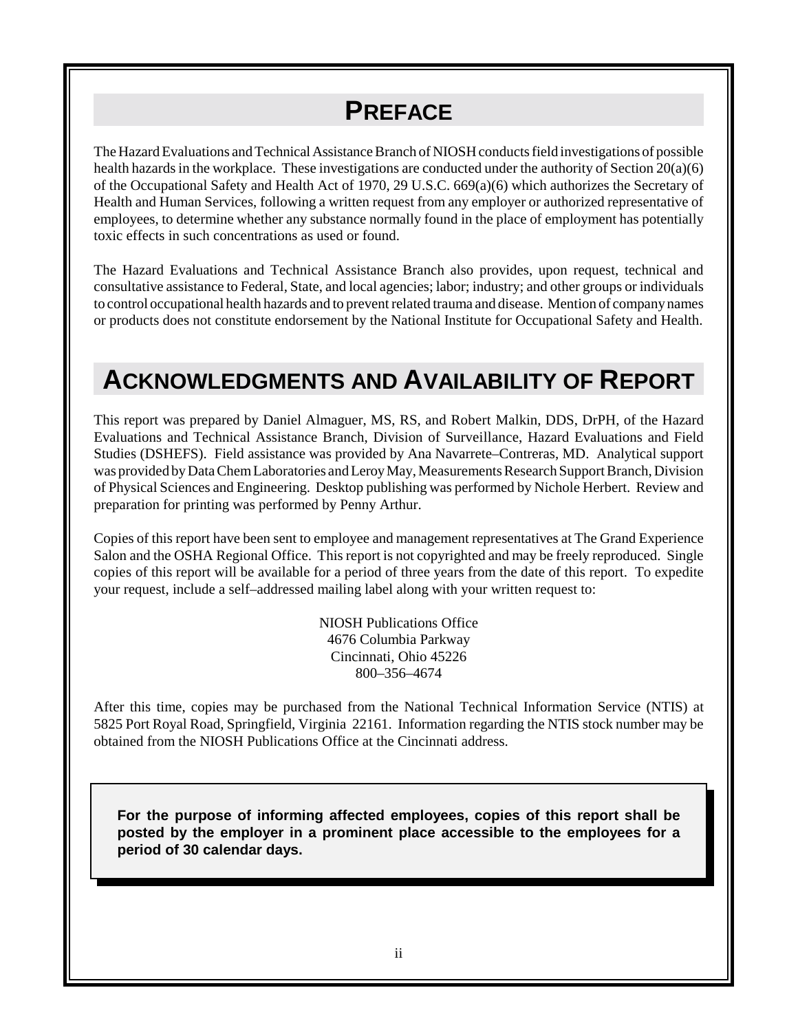# PREFACE

The Hazard Evaluations and Technical Assistance Branch of NIOSH conducts field investigations of possible health hazards in the workplace. These investigations are conducted under the authority of Section 20(a)(6) of the Occupational Safety and Health Act of 1970, 29 U.S.C. 669(a)(6) which authorizes the Secretary of Health and Human Services, following a written request from any employer or authorized representative of employees, to determine whether any substance normally found in the place of employment has potentially toxic effects in such concentrations as used or found.

The Hazard Evaluations and Technical Assistance Branch also provides, upon request, technical and consultative assistance to Federal, State, and local agencies; labor; industry; and other groups or individuals to control occupational health hazards and to prevent related trauma and disease. Mention of company names or products does not constitute endorsement by the National Institute for Occupational Safety and Health.

# ACKNOWLEDGMENTS AND AVAILABILITY OF REPORT

This report was prepared by Daniel Almaguer, MS, RS, and Robert Malkin, DDS, DrPH, of the Hazard Evaluations and Technical Assistance Branch, Division of Surveillance, Hazard Evaluations and Field Studies (DSHEFS). Field assistance was provided by Ana Navarrete–Contreras, MD. Analytical support was provided by Data Chem Laboratories and Leroy May, Measurements Research Support Branch, Division of Physical Sciences and Engineering. Desktop publishing was performed by Nichole Herbert. Review and preparation for printing was performed by Penny Arthur.

Copies of this report have been sent to employee and management representatives at The Grand Experience Salon and the OSHA Regional Office. This report is not copyrighted and may be freely reproduced. Single copies of this report will be available for a period of three years from the date of this report. To expedite your request, include a self–addressed mailing label along with your written request to:

NIOSH Publications Office
4676 Columbia Parkway
Cincinnati, Ohio 45226
800–356–4674

After this time, copies may be purchased from the National Technical Information Service (NTIS) at 5825 Port Royal Road, Springfield, Virginia 22161. Information regarding the NTIS stock number may be obtained from the NIOSH Publications Office at the Cincinnati address.

**For the purpose of informing affected employees, copies of this report shall be posted by the employer in a prominent place accessible to the employees for a period of 30 calendar days.**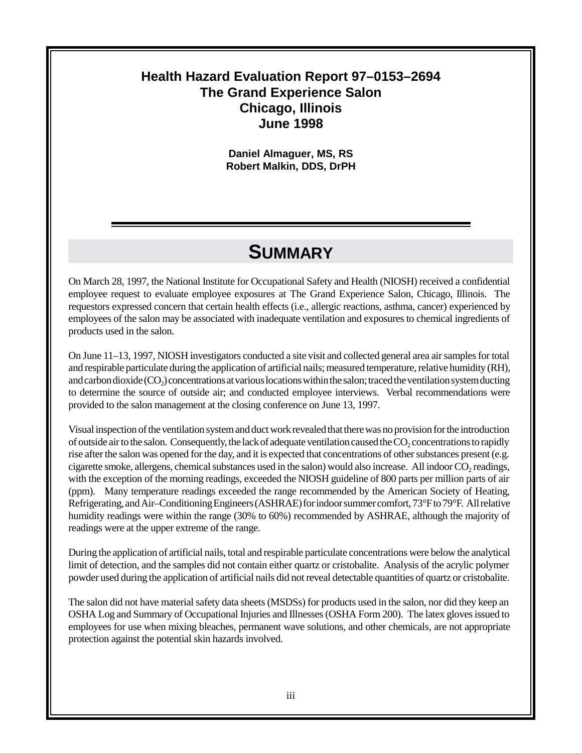**Health Hazard Evaluation Report 97–0153–2694**
**The Grand Experience Salon**
**Chicago, Illinois**
**June 1998**

**Daniel Almaguer, MS, RS**
**Robert Malkin, DDS, DrPH**

# SUMMARY

On March 28, 1997, the National Institute for Occupational Safety and Health (NIOSH) received a confidential employee request to evaluate employee exposures at The Grand Experience Salon, Chicago, Illinois. The requestors expressed concern that certain health effects (i.e., allergic reactions, asthma, cancer) experienced by employees of the salon may be associated with inadequate ventilation and exposures to chemical ingredients of products used in the salon.

On June 11–13, 1997, NIOSH investigators conducted a site visit and collected general area air samples for total and respirable particulate during the application of artificial nails; measured temperature, relative humidity (RH), and carbon dioxide ($CO_2$) concentrations at various locations within the salon; traced the ventilation system ducting to determine the source of outside air; and conducted employee interviews. Verbal recommendations were provided to the salon management at the closing conference on June 13, 1997.

Visual inspection of the ventilation system and duct work revealed that there was no provision for the introduction of outside air to the salon. Consequently, the lack of adequate ventilation caused the $CO_2$ concentrations to rapidly rise after the salon was opened for the day, and it is expected that concentrations of other substances present (e.g. cigarette smoke, allergens, chemical substances used in the salon) would also increase. All indoor $CO_2$ readings, with the exception of the morning readings, exceeded the NIOSH guideline of 800 parts per million parts of air (ppm). Many temperature readings exceeded the range recommended by the American Society of Heating, Refrigerating, and Air–Conditioning Engineers (ASHRAE) for indoor summer comfort, 73°F to 79°F. All relative humidity readings were within the range (30% to 60%) recommended by ASHRAE, although the majority of readings were at the upper extreme of the range.

During the application of artificial nails, total and respirable particulate concentrations were below the analytical limit of detection, and the samples did not contain either quartz or cristobalite. Analysis of the acrylic polymer powder used during the application of artificial nails did not reveal detectable quantities of quartz or cristobalite.

The salon did not have material safety data sheets (MSDSs) for products used in the salon, nor did they keep an OSHA Log and Summary of Occupational Injuries and Illnesses (OSHA Form 200). The latex gloves issued to employees for use when mixing bleaches, permanent wave solutions, and other chemicals, are not appropriate protection against the potential skin hazards involved.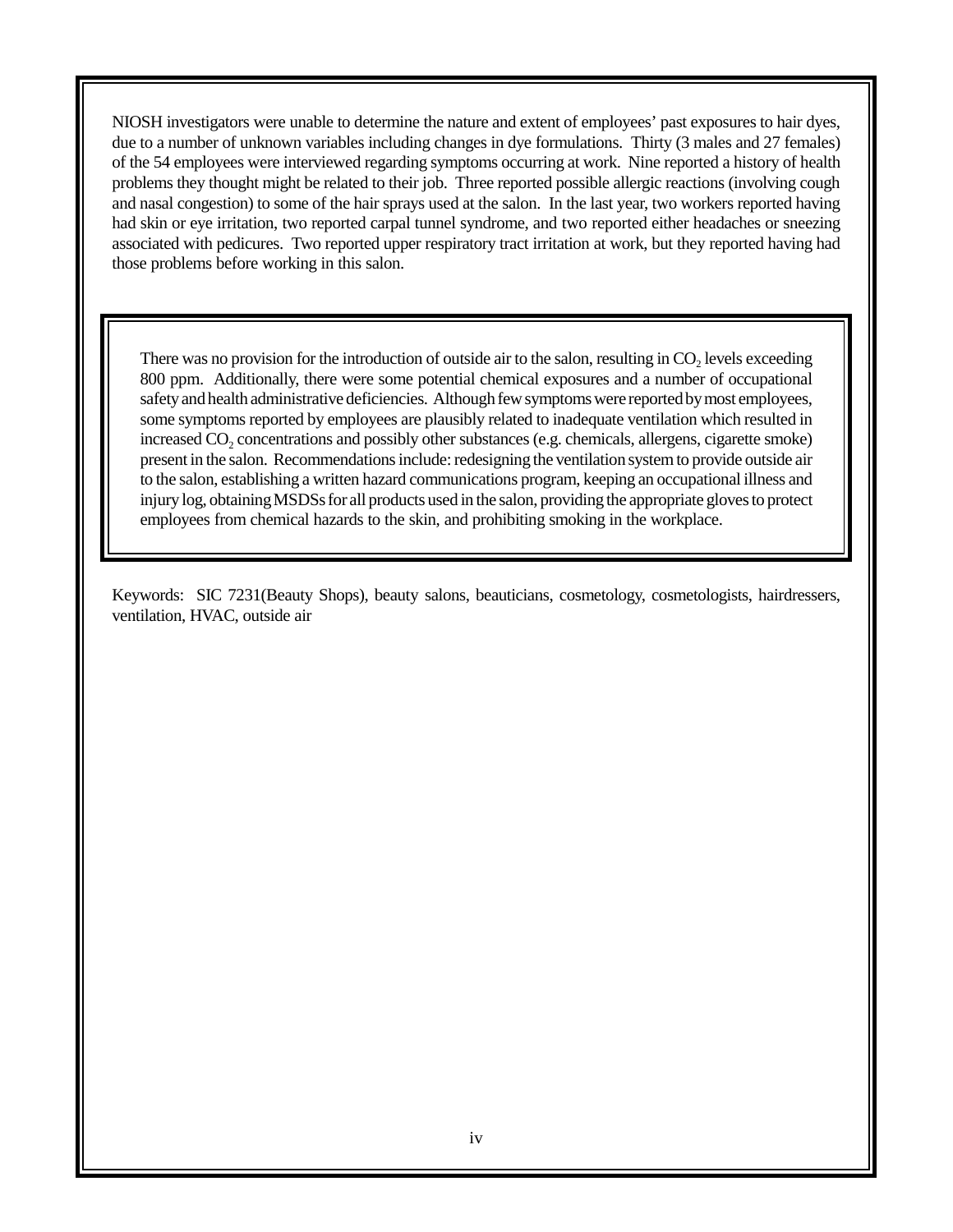NIOSH investigators were unable to determine the nature and extent of employees' past exposures to hair dyes, due to a number of unknown variables including changes in dye formulations. Thirty (3 males and 27 females) of the 54 employees were interviewed regarding symptoms occurring at work. Nine reported a history of health problems they thought might be related to their job. Three reported possible allergic reactions (involving cough and nasal congestion) to some of the hair sprays used at the salon. In the last year, two workers reported having had skin or eye irritation, two reported carpal tunnel syndrome, and two reported either headaches or sneezing associated with pedicures. Two reported upper respiratory tract irritation at work, but they reported having had those problems before working in this salon.

There was no provision for the introduction of outside air to the salon, resulting in $CO_2$ levels exceeding 800 ppm. Additionally, there were some potential chemical exposures and a number of occupational safety and health administrative deficiencies. Although few symptoms were reported by most employees, some symptoms reported by employees are plausibly related to inadequate ventilation which resulted in increased $CO_2$ concentrations and possibly other substances (e.g. chemicals, allergens, cigarette smoke) present in the salon. Recommendations include: redesigning the ventilation system to provide outside air to the salon, establishing a written hazard communications program, keeping an occupational illness and injury log, obtaining MSDSs for all products used in the salon, providing the appropriate gloves to protect employees from chemical hazards to the skin, and prohibiting smoking in the workplace.

Keywords: SIC 7231(Beauty Shops), beauty salons, beauticians, cosmetology, cosmetologists, hairdressers, ventilation, HVAC, outside air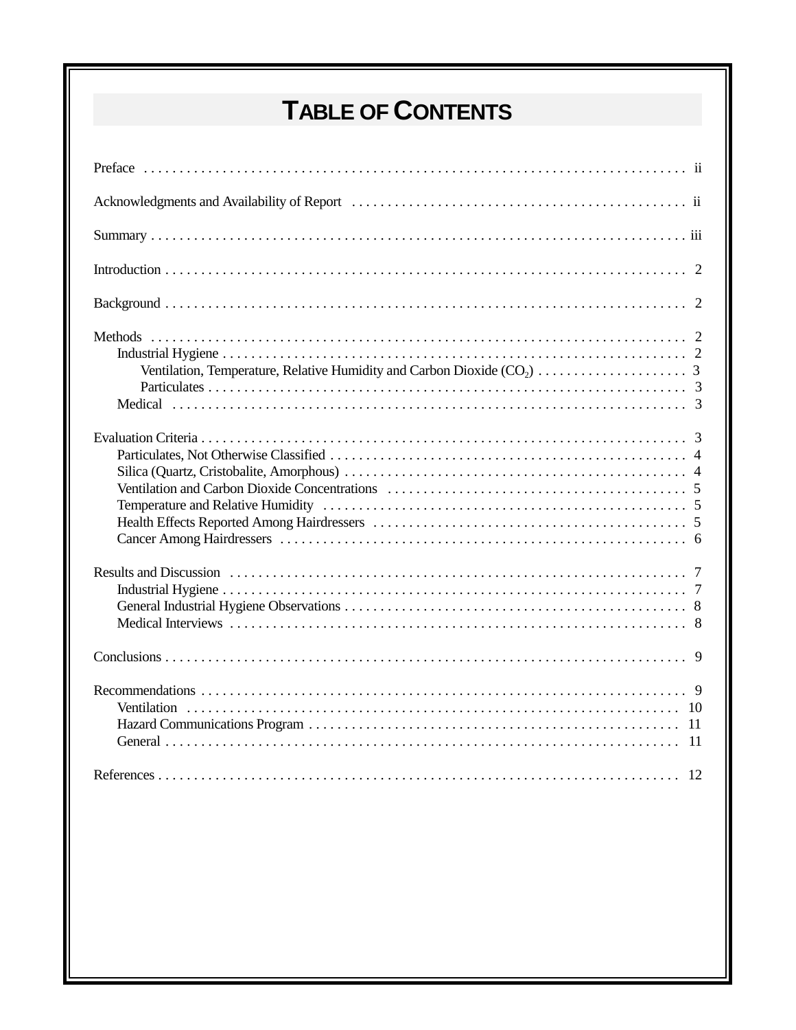# TABLE OF CONTENTS

Preface . . . . . . . . . . . . . . . . . . . . . . . . . . . . . . . . . . . . . . . . . . . . . . . . . . . . . . . . . . . . . . . . . . . . . . . . . . ii

Acknowledgments and Availability of Report . . . . . . . . . . . . . . . . . . . . . . . . . . . . . . . . . . . . . . . . . . . . . ii

Summary . . . . . . . . . . . . . . . . . . . . . . . . . . . . . . . . . . . . . . . . . . . . . . . . . . . . . . . . . . . . . . . . . . . . . . . . . iii

Introduction . . . . . . . . . . . . . . . . . . . . . . . . . . . . . . . . . . . . . . . . . . . . . . . . . . . . . . . . . . . . . . . . . . . . . . . 2

Background . . . . . . . . . . . . . . . . . . . . . . . . . . . . . . . . . . . . . . . . . . . . . . . . . . . . . . . . . . . . . . . . . . . . . . . 2

Methods . . . . . . . . . . . . . . . . . . . . . . . . . . . . . . . . . . . . . . . . . . . . . . . . . . . . . . . . . . . . . . . . . . . . . . . . . 2
- Industrial Hygiene . . . . . . . . . . . . . . . . . . . . . . . . . . . . . . . . . . . . . . . . . . . . . . . . . . . . . . . . . . . . . . . 2
  - Ventilation, Temperature, Relative Humidity and Carbon Dioxide ($CO_2$) . . . . . . . . . . . . . . . . . . . . 3
  - Particulates . . . . . . . . . . . . . . . . . . . . . . . . . . . . . . . . . . . . . . . . . . . . . . . . . . . . . . . . . . . . . . . . . 3
- Medical . . . . . . . . . . . . . . . . . . . . . . . . . . . . . . . . . . . . . . . . . . . . . . . . . . . . . . . . . . . . . . . . . . . . . . . 3

Evaluation Criteria . . . . . . . . . . . . . . . . . . . . . . . . . . . . . . . . . . . . . . . . . . . . . . . . . . . . . . . . . . . . . . . . . 3
- Particulates, Not Otherwise Classified . . . . . . . . . . . . . . . . . . . . . . . . . . . . . . . . . . . . . . . . . . . . . . . . 4
- Silica (Quartz, Cristobalite, Amorphous) . . . . . . . . . . . . . . . . . . . . . . . . . . . . . . . . . . . . . . . . . . . . . . 4
- Ventilation and Carbon Dioxide Concentrations . . . . . . . . . . . . . . . . . . . . . . . . . . . . . . . . . . . . . . . . . 5
- Temperature and Relative Humidity . . . . . . . . . . . . . . . . . . . . . . . . . . . . . . . . . . . . . . . . . . . . . . . . . . 5
- Health Effects Reported Among Hairdressers . . . . . . . . . . . . . . . . . . . . . . . . . . . . . . . . . . . . . . . . . . 5
- Cancer Among Hairdressers . . . . . . . . . . . . . . . . . . . . . . . . . . . . . . . . . . . . . . . . . . . . . . . . . . . . . . . . 6

Results and Discussion . . . . . . . . . . . . . . . . . . . . . . . . . . . . . . . . . . . . . . . . . . . . . . . . . . . . . . . . . . . . . 7
- Industrial Hygiene . . . . . . . . . . . . . . . . . . . . . . . . . . . . . . . . . . . . . . . . . . . . . . . . . . . . . . . . . . . . . . . 7
- General Industrial Hygiene Observations . . . . . . . . . . . . . . . . . . . . . . . . . . . . . . . . . . . . . . . . . . . . . . 8
- Medical Interviews . . . . . . . . . . . . . . . . . . . . . . . . . . . . . . . . . . . . . . . . . . . . . . . . . . . . . . . . . . . . . . . 8

Conclusions . . . . . . . . . . . . . . . . . . . . . . . . . . . . . . . . . . . . . . . . . . . . . . . . . . . . . . . . . . . . . . . . . . . . . . 9

Recommendations . . . . . . . . . . . . . . . . . . . . . . . . . . . . . . . . . . . . . . . . . . . . . . . . . . . . . . . . . . . . . . . . . 9
- Ventilation . . . . . . . . . . . . . . . . . . . . . . . . . . . . . . . . . . . . . . . . . . . . . . . . . . . . . . . . . . . . . . . . . . . . 10
- Hazard Communications Program . . . . . . . . . . . . . . . . . . . . . . . . . . . . . . . . . . . . . . . . . . . . . . . . . . 11
- General . . . . . . . . . . . . . . . . . . . . . . . . . . . . . . . . . . . . . . . . . . . . . . . . . . . . . . . . . . . . . . . . . . . . . . 11

References . . . . . . . . . . . . . . . . . . . . . . . . . . . . . . . . . . . . . . . . . . . . . . . . . . . . . . . . . . . . . . . . . . . . . . 12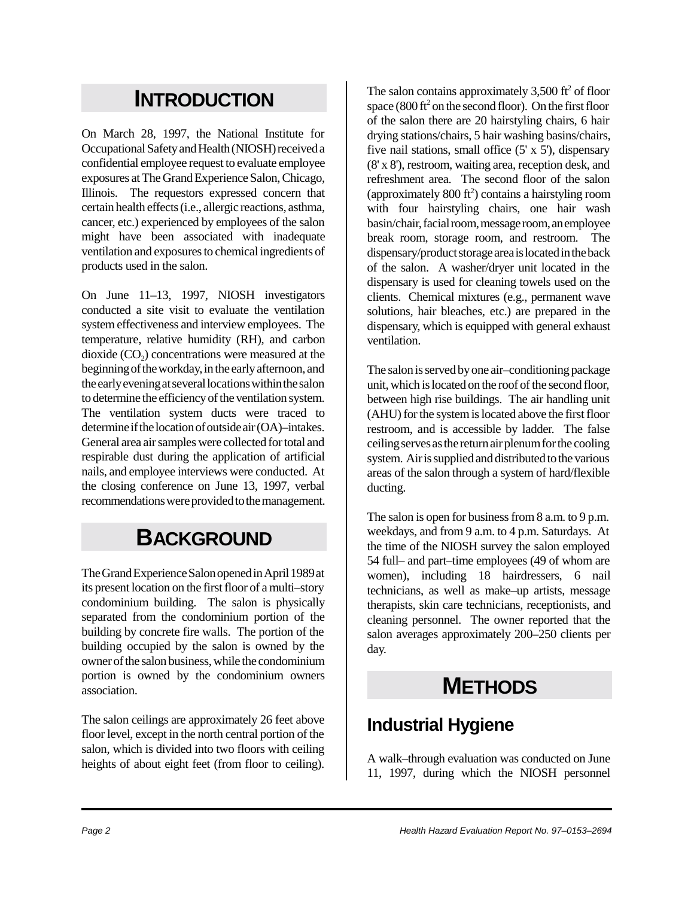# INTRODUCTION

On March 28, 1997, the National Institute for Occupational Safety and Health (NIOSH) received a confidential employee request to evaluate employee exposures at The Grand Experience Salon, Chicago, Illinois. The requestors expressed concern that certain health effects (i.e., allergic reactions, asthma, cancer, etc.) experienced by employees of the salon might have been associated with inadequate ventilation and exposures to chemical ingredients of products used in the salon.

On June 11–13, 1997, NIOSH investigators conducted a site visit to evaluate the ventilation system effectiveness and interview employees. The temperature, relative humidity (RH), and carbon dioxide ($CO_2$) concentrations were measured at the beginning of the workday, in the early afternoon, and the early evening at several locations within the salon to determine the efficiency of the ventilation system. The ventilation system ducts were traced to determine if the location of outside air (OA)–intakes. General area air samples were collected for total and respirable dust during the application of artificial nails, and employee interviews were conducted. At the closing conference on June 13, 1997, verbal recommendations were provided to the management.

# BACKGROUND

The Grand Experience Salon opened in April 1989 at its present location on the first floor of a multi–story condominium building. The salon is physically separated from the condominium portion of the building by concrete fire walls. The portion of the building occupied by the salon is owned by the owner of the salon business, while the condominium portion is owned by the condominium owners association.

The salon ceilings are approximately 26 feet above floor level, except in the north central portion of the salon, which is divided into two floors with ceiling heights of about eight feet (from floor to ceiling). The salon contains approximately 3,500 $ft^2$ of floor space (800 $ft^2$ on the second floor). On the first floor of the salon there are 20 hairstyling chairs, 6 hair drying stations/chairs, 5 hair washing basins/chairs, five nail stations, small office (5' x 5'), dispensary (8' x 8'), restroom, waiting area, reception desk, and refreshment area. The second floor of the salon (approximately 800 $ft^2$) contains a hairstyling room with four hairstyling chairs, one hair wash basin/chair, facial room, message room, an employee break room, storage room, and restroom. The dispensary/product storage area is located in the back of the salon. A washer/dryer unit located in the dispensary is used for cleaning towels used on the clients. Chemical mixtures (e.g., permanent wave solutions, hair bleaches, etc.) are prepared in the dispensary, which is equipped with general exhaust ventilation.

The salon is served by one air–conditioning package unit, which is located on the roof of the second floor, between high rise buildings. The air handling unit (AHU) for the system is located above the first floor restroom, and is accessible by ladder. The false ceiling serves as the return air plenum for the cooling system. Air is supplied and distributed to the various areas of the salon through a system of hard/flexible ducting.

The salon is open for business from 8 a.m. to 9 p.m. weekdays, and from 9 a.m. to 4 p.m. Saturdays. At the time of the NIOSH survey the salon employed 54 full– and part–time employees (49 of whom are women), including 18 hairdressers, 6 nail technicians, as well as make–up artists, message therapists, skin care technicians, receptionists, and cleaning personnel. The owner reported that the salon averages approximately 200–250 clients per day.

# METHODS

## Industrial Hygiene

A walk–through evaluation was conducted on June 11, 1997, during which the NIOSH personnel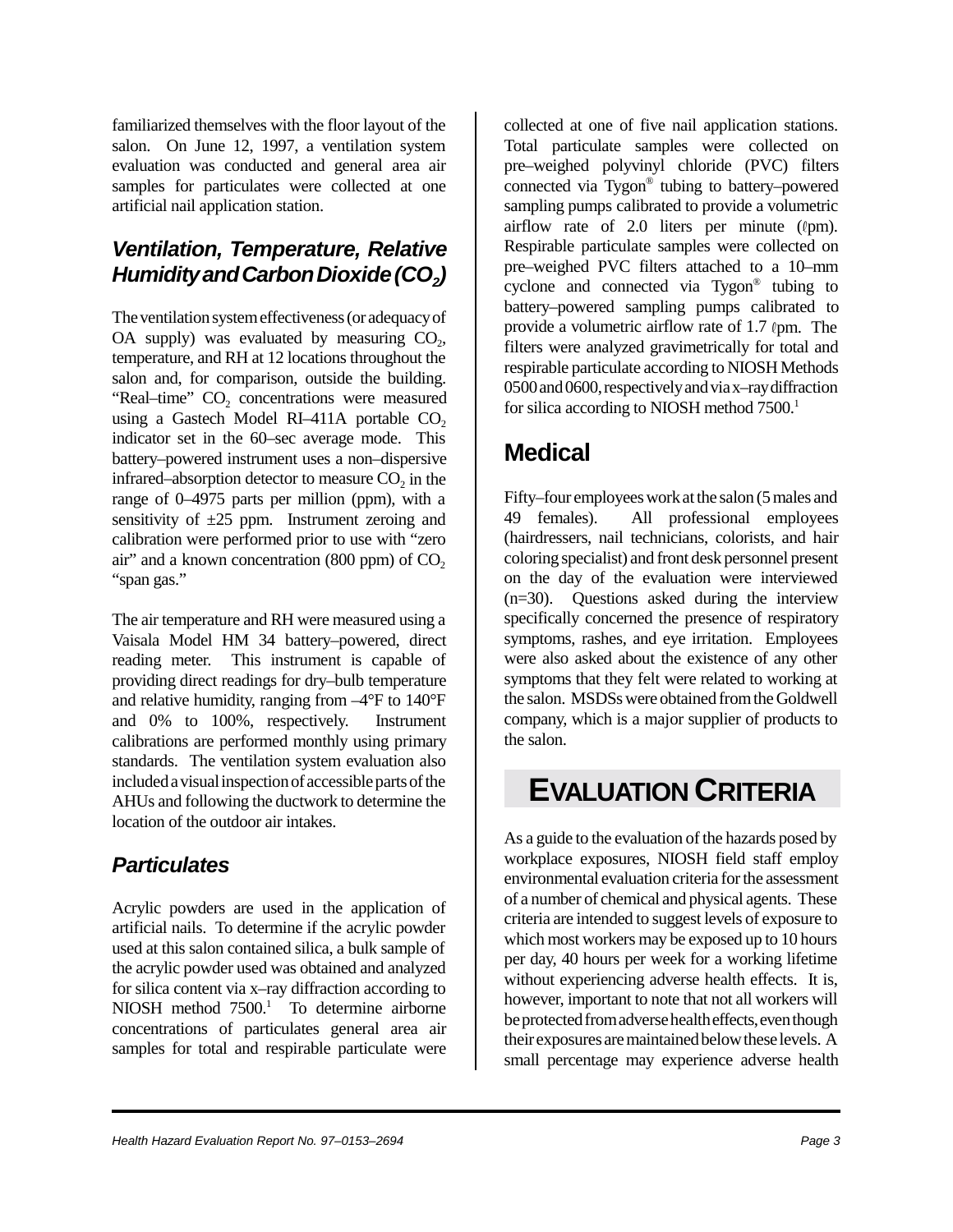familiarized themselves with the floor layout of the salon. On June 12, 1997, a ventilation system evaluation was conducted and general area air samples for particulates were collected at one artificial nail application station.

### *Ventilation, Temperature, Relative Humidity and Carbon Dioxide ($CO_2$)*

The ventilation system effectiveness (or adequacy of OA supply) was evaluated by measuring $CO_2$, temperature, and RH at 12 locations throughout the salon and, for comparison, outside the building. "Real–time" $CO_2$ concentrations were measured using a Gastech Model RI–411A portable $CO_2$ indicator set in the 60–sec average mode. This battery–powered instrument uses a non–dispersive infrared–absorption detector to measure $CO_2$ in the range of 0–4975 parts per million (ppm), with a sensitivity of ±25 ppm. Instrument zeroing and calibration were performed prior to use with "zero air" and a known concentration (800 ppm) of $CO_2$ "span gas."

The air temperature and RH were measured using a Vaisala Model HM 34 battery–powered, direct reading meter. This instrument is capable of providing direct readings for dry–bulb temperature and relative humidity, ranging from –4°F to 140°F and 0% to 100%, respectively. Instrument calibrations are performed monthly using primary standards. The ventilation system evaluation also included a visual inspection of accessible parts of the AHUs and following the ductwork to determine the location of the outdoor air intakes.

### *Particulates*

Acrylic powders are used in the application of artificial nails. To determine if the acrylic powder used at this salon contained silica, a bulk sample of the acrylic powder used was obtained and analyzed for silica content via x–ray diffraction according to NIOSH method 7500.[1] To determine airborne concentrations of particulates general area air samples for total and respirable particulate were collected at one of five nail application stations. Total particulate samples were collected on pre–weighed polyvinyl chloride (PVC) filters connected via Tygon® tubing to battery–powered sampling pumps calibrated to provide a volumetric airflow rate of 2.0 liters per minute (ℓpm). Respirable particulate samples were collected on pre–weighed PVC filters attached to a 10–mm cyclone and connected via Tygon® tubing to battery–powered sampling pumps calibrated to provide a volumetric airflow rate of 1.7 ℓpm. The filters were analyzed gravimetrically for total and respirable particulate according to NIOSH Methods 0500 and 0600, respectively and via x–ray diffraction for silica according to NIOSH method 7500.[1]

## Medical

Fifty–four employees work at the salon (5 males and 49 females). All professional employees (hairdressers, nail technicians, colorists, and hair coloring specialist) and front desk personnel present on the day of the evaluation were interviewed (n=30). Questions asked during the interview specifically concerned the presence of respiratory symptoms, rashes, and eye irritation. Employees were also asked about the existence of any other symptoms that they felt were related to working at the salon. MSDSs were obtained from the Goldwell company, which is a major supplier of products to the salon.

# EVALUATION CRITERIA

As a guide to the evaluation of the hazards posed by workplace exposures, NIOSH field staff employ environmental evaluation criteria for the assessment of a number of chemical and physical agents. These criteria are intended to suggest levels of exposure to which most workers may be exposed up to 10 hours per day, 40 hours per week for a working lifetime without experiencing adverse health effects. It is, however, important to note that not all workers will be protected from adverse health effects, even though their exposures are maintained below these levels. A small percentage may experience adverse health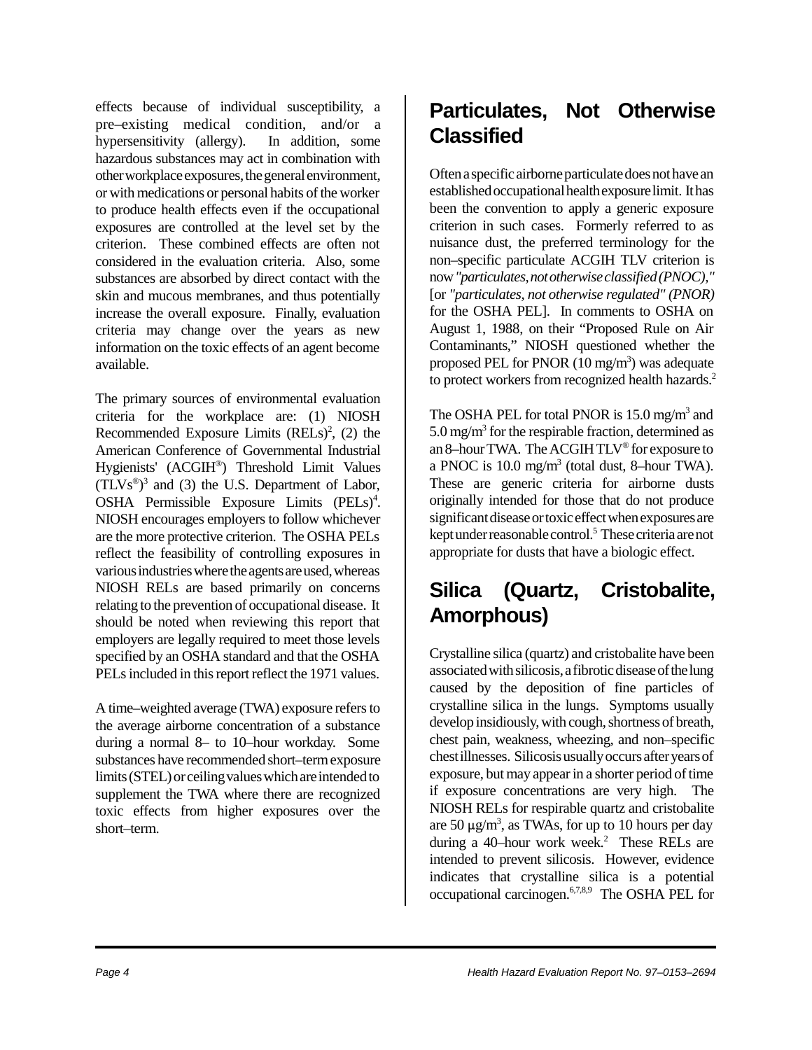effects because of individual susceptibility, a pre–existing medical condition, and/or a hypersensitivity (allergy). In addition, some hazardous substances may act in combination with other workplace exposures, the general environment, or with medications or personal habits of the worker to produce health effects even if the occupational exposures are controlled at the level set by the criterion. These combined effects are often not considered in the evaluation criteria. Also, some substances are absorbed by direct contact with the skin and mucous membranes, and thus potentially increase the overall exposure. Finally, evaluation criteria may change over the years as new information on the toxic effects of an agent become available.

The primary sources of environmental evaluation criteria for the workplace are: (1) NIOSH Recommended Exposure Limits (RELs)[2], (2) the American Conference of Governmental Industrial Hygienists' (ACGIH®) Threshold Limit Values (TLVs®)[3] and (3) the U.S. Department of Labor, OSHA Permissible Exposure Limits (PELs)[4]. NIOSH encourages employers to follow whichever are the more protective criterion. The OSHA PELs reflect the feasibility of controlling exposures in various industries where the agents are used, whereas NIOSH RELs are based primarily on concerns relating to the prevention of occupational disease. It should be noted when reviewing this report that employers are legally required to meet those levels specified by an OSHA standard and that the OSHA PELs included in this report reflect the 1971 values.

A time–weighted average (TWA) exposure refers to the average airborne concentration of a substance during a normal 8– to 10–hour workday. Some substances have recommended short–term exposure limits (STEL) or ceiling values which are intended to supplement the TWA where there are recognized toxic effects from higher exposures over the short–term.

## Particulates, Not Otherwise Classified

Often a specific airborne particulate does not have an established occupational health exposure limit. It has been the convention to apply a generic exposure criterion in such cases. Formerly referred to as nuisance dust, the preferred terminology for the non–specific particulate ACGIH TLV criterion is now *"particulates, not otherwise classified (PNOC),"* [or *"particulates, not otherwise regulated" (PNOR)* for the OSHA PEL]. In comments to OSHA on August 1, 1988, on their "Proposed Rule on Air Contaminants," NIOSH questioned whether the proposed PEL for PNOR (10 mg/m$^3$) was adequate to protect workers from recognized health hazards.[2]

The OSHA PEL for total PNOR is 15.0 mg/m$^3$ and 5.0 mg/m$^3$ for the respirable fraction, determined as an 8–hour TWA. The ACGIH TLV® for exposure to a PNOC is 10.0 mg/m$^3$ (total dust, 8–hour TWA). These are generic criteria for airborne dusts originally intended for those that do not produce significant disease or toxic effect when exposures are kept under reasonable control.[5] These criteria are not appropriate for dusts that have a biologic effect.

## Silica (Quartz, Cristobalite, Amorphous)

Crystalline silica (quartz) and cristobalite have been associated with silicosis, a fibrotic disease of the lung caused by the deposition of fine particles of crystalline silica in the lungs. Symptoms usually develop insidiously, with cough, shortness of breath, chest pain, weakness, wheezing, and non–specific chest illnesses. Silicosis usually occurs after years of exposure, but may appear in a shorter period of time if exposure concentrations are very high. The NIOSH RELs for respirable quartz and cristobalite are 50 µg/m$^3$, as TWAs, for up to 10 hours per day during a 40–hour work week.[2] These RELs are intended to prevent silicosis. However, evidence indicates that crystalline silica is a potential occupational carcinogen.[6,7,8,9] The OSHA PEL for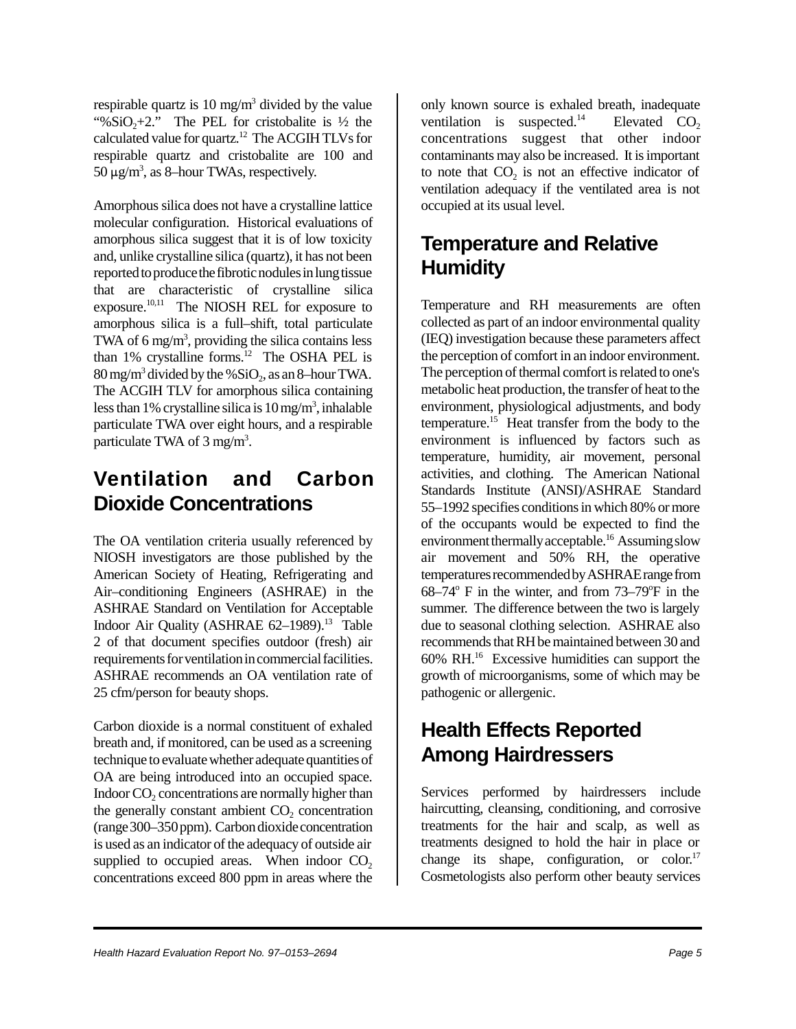respirable quartz is 10 mg/m$^3$ divided by the value "%$SiO_2$+2." The PEL for cristobalite is ½ the calculated value for quartz.[12] The ACGIH TLVs for respirable quartz and cristobalite are 100 and 50 $\mu$g/m$^3$, as 8–hour TWAs, respectively.

Amorphous silica does not have a crystalline lattice molecular configuration. Historical evaluations of amorphous silica suggest that it is of low toxicity and, unlike crystalline silica (quartz), it has not been reported to produce the fibrotic nodules in lung tissue that are characteristic of crystalline silica exposure.[10,11] The NIOSH REL for exposure to amorphous silica is a full–shift, total particulate TWA of 6 mg/m$^3$, providing the silica contains less than 1% crystalline forms.[12] The OSHA PEL is 80 mg/m$^3$ divided by the %$SiO_2$, as an 8–hour TWA. The ACGIH TLV for amorphous silica containing less than 1% crystalline silica is 10 mg/m$^3$, inhalable particulate TWA over eight hours, and a respirable particulate TWA of 3 mg/m$^3$.

## Ventilation and Carbon Dioxide Concentrations

The OA ventilation criteria usually referenced by NIOSH investigators are those published by the American Society of Heating, Refrigerating and Air–conditioning Engineers (ASHRAE) in the ASHRAE Standard on Ventilation for Acceptable Indoor Air Quality (ASHRAE 62–1989).[13] Table 2 of that document specifies outdoor (fresh) air requirements for ventilation in commercial facilities. ASHRAE recommends an OA ventilation rate of 25 cfm/person for beauty shops.

Carbon dioxide is a normal constituent of exhaled breath and, if monitored, can be used as a screening technique to evaluate whether adequate quantities of OA are being introduced into an occupied space. Indoor $CO_2$ concentrations are normally higher than the generally constant ambient $CO_2$ concentration (range 300–350 ppm). Carbon dioxide concentration is used as an indicator of the adequacy of outside air supplied to occupied areas. When indoor $CO_2$ concentrations exceed 800 ppm in areas where the only known source is exhaled breath, inadequate ventilation is suspected.[14] Elevated $CO_2$ concentrations suggest that other indoor contaminants may also be increased. It is important to note that $CO_2$ is not an effective indicator of ventilation adequacy if the ventilated area is not occupied at its usual level.

## Temperature and Relative Humidity

Temperature and RH measurements are often collected as part of an indoor environmental quality (IEQ) investigation because these parameters affect the perception of comfort in an indoor environment. The perception of thermal comfort is related to one's metabolic heat production, the transfer of heat to the environment, physiological adjustments, and body temperature.[15] Heat transfer from the body to the environment is influenced by factors such as temperature, humidity, air movement, personal activities, and clothing. The American National Standards Institute (ANSI)/ASHRAE Standard 55–1992 specifies conditions in which 80% or more of the occupants would be expected to find the environment thermally acceptable.[16] Assuming slow air movement and 50% RH, the operative temperatures recommended by ASHRAE range from 68–74$^o$ F in the winter, and from 73–79$^o$F in the summer. The difference between the two is largely due to seasonal clothing selection. ASHRAE also recommends that RH be maintained between 30 and 60% RH.[16] Excessive humidities can support the growth of microorganisms, some of which may be pathogenic or allergenic.

## Health Effects Reported Among Hairdressers

Services performed by hairdressers include haircutting, cleansing, conditioning, and corrosive treatments for the hair and scalp, as well as treatments designed to hold the hair in place or change its shape, configuration, or color.[17] Cosmetologists also perform other beauty services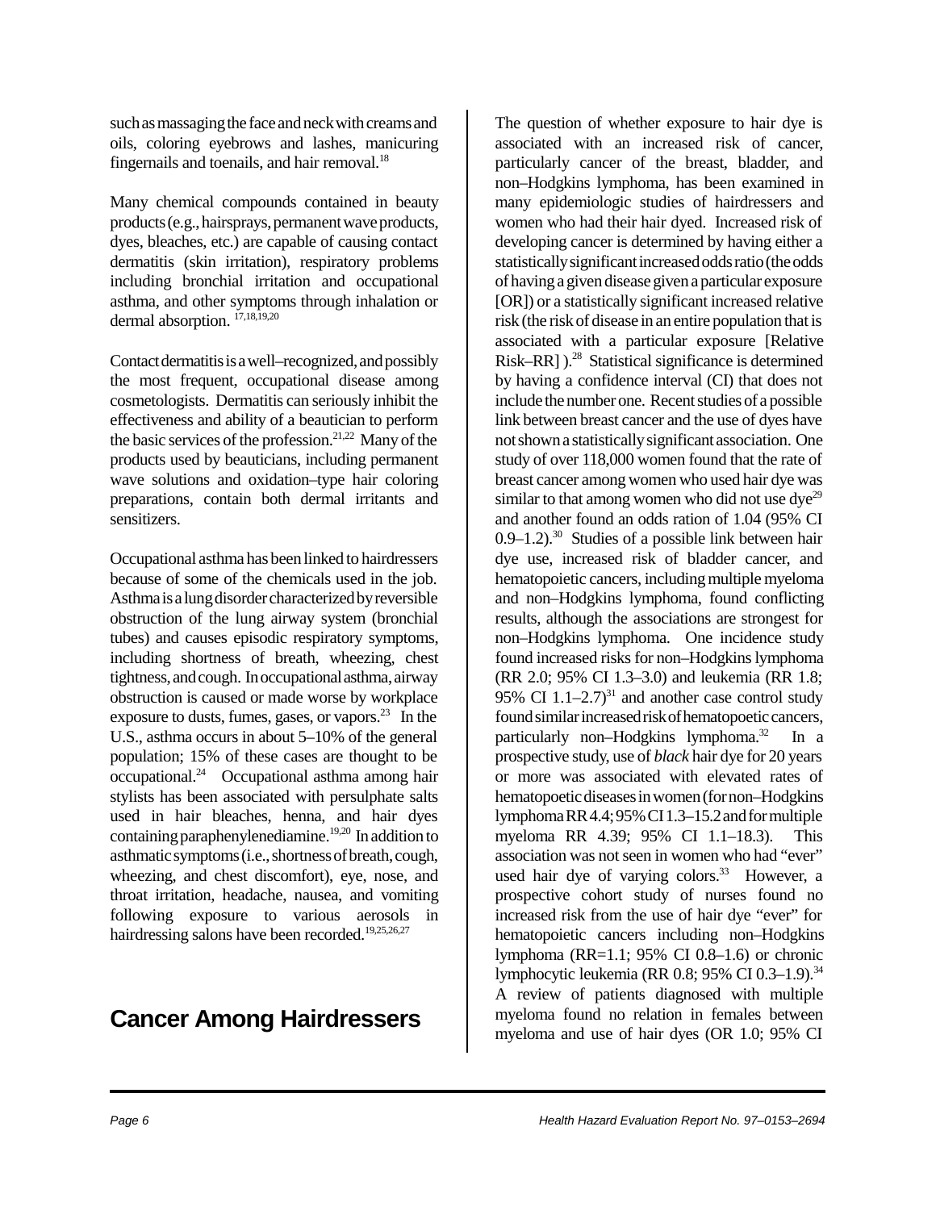such as massaging the face and neck with creams and oils, coloring eyebrows and lashes, manicuring fingernails and toenails, and hair removal.[18]

Many chemical compounds contained in beauty products (e.g., hairsprays, permanent wave products, dyes, bleaches, etc.) are capable of causing contact dermatitis (skin irritation), respiratory problems including bronchial irritation and occupational asthma, and other symptoms through inhalation or dermal absorption. [17,18,19,20]

Contact dermatitis is a well–recognized, and possibly the most frequent, occupational disease among cosmetologists. Dermatitis can seriously inhibit the effectiveness and ability of a beautician to perform the basic services of the profession.[21,22] Many of the products used by beauticians, including permanent wave solutions and oxidation–type hair coloring preparations, contain both dermal irritants and sensitizers.

Occupational asthma has been linked to hairdressers because of some of the chemicals used in the job. Asthma is a lung disorder characterized by reversible obstruction of the lung airway system (bronchial tubes) and causes episodic respiratory symptoms, including shortness of breath, wheezing, chest tightness, and cough. In occupational asthma, airway obstruction is caused or made worse by workplace exposure to dusts, fumes, gases, or vapors.[23] In the U.S., asthma occurs in about 5–10% of the general population; 15% of these cases are thought to be occupational.[24] Occupational asthma among hair stylists has been associated with persulphate salts used in hair bleaches, henna, and hair dyes containing paraphenylenediamine.[19,20] In addition to asthmatic symptoms (i.e., shortness of breath, cough, wheezing, and chest discomfort), eye, nose, and throat irritation, headache, nausea, and vomiting following exposure to various aerosols in hairdressing salons have been recorded.[19,25,26,27]

## Cancer Among Hairdressers

The question of whether exposure to hair dye is associated with an increased risk of cancer, particularly cancer of the breast, bladder, and non–Hodgkins lymphoma, has been examined in many epidemiologic studies of hairdressers and women who had their hair dyed. Increased risk of developing cancer is determined by having either a statistically significant increased odds ratio (the odds of having a given disease given a particular exposure [OR]) or a statistically significant increased relative risk (the risk of disease in an entire population that is associated with a particular exposure [Relative Risk–RR] ).[28] Statistical significance is determined by having a confidence interval (CI) that does not include the number one. Recent studies of a possible link between breast cancer and the use of dyes have not shown a statistically significant association. One study of over 118,000 women found that the rate of breast cancer among women who used hair dye was similar to that among women who did not use dye[29] and another found an odds ration of 1.04 (95% CI 0.9–1.2).[30] Studies of a possible link between hair dye use, increased risk of bladder cancer, and hematopoietic cancers, including multiple myeloma and non–Hodgkins lymphoma, found conflicting results, although the associations are strongest for non–Hodgkins lymphoma. One incidence study found increased risks for non–Hodgkins lymphoma (RR 2.0; 95% CI 1.3–3.0) and leukemia (RR 1.8; 95% CI 1.1–2.7)[31] and another case control study found similar increased risk of hematopoetic cancers, particularly non–Hodgkins lymphoma.[32] In a prospective study, use of *black* hair dye for 20 years or more was associated with elevated rates of hematopoetic diseases in women (for non–Hodgkins lymphoma RR 4.4; 95% CI 1.3–15.2 and for multiple myeloma RR 4.39; 95% CI 1.1–18.3). This association was not seen in women who had "ever" used hair dye of varying colors.[33] However, a prospective cohort study of nurses found no increased risk from the use of hair dye "ever" for hematopoietic cancers including non–Hodgkins lymphoma (RR=1.1; 95% CI 0.8–1.6) or chronic lymphocytic leukemia (RR 0.8; 95% CI 0.3–1.9).[34] A review of patients diagnosed with multiple myeloma found no relation in females between myeloma and use of hair dyes (OR 1.0; 95% CI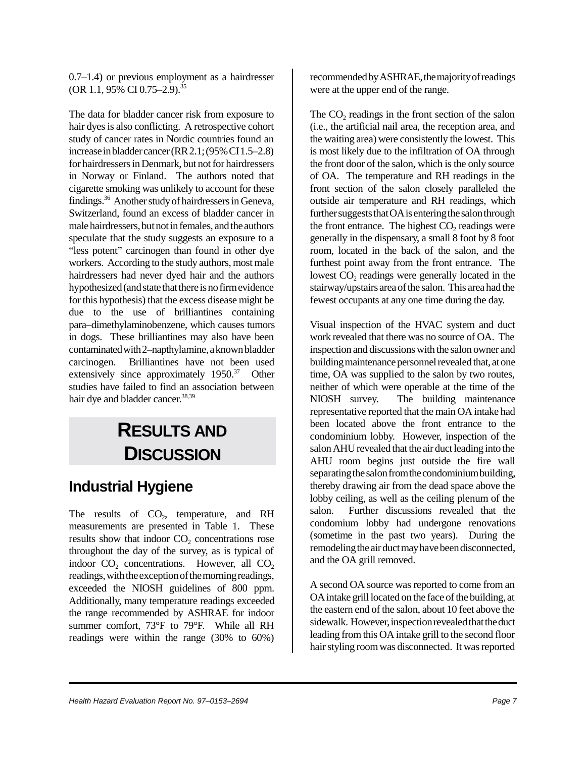0.7–1.4) or previous employment as a hairdresser (OR 1.1, 95% CI 0.75–2.9).[35]

The data for bladder cancer risk from exposure to hair dyes is also conflicting. A retrospective cohort study of cancer rates in Nordic countries found an increase in bladder cancer (RR 2.1; (95% CI 1.5–2.8) for hairdressers in Denmark, but not for hairdressers in Norway or Finland. The authors noted that cigarette smoking was unlikely to account for these findings.[36] Another study of hairdressers in Geneva, Switzerland, found an excess of bladder cancer in male hairdressers, but not in females, and the authors speculate that the study suggests an exposure to a "less potent" carcinogen than found in other dye workers. According to the study authors, most male hairdressers had never dyed hair and the authors hypothesized (and state that there is no firm evidence for this hypothesis) that the excess disease might be due to the use of brilliantines containing para–dimethylaminobenzene, which causes tumors in dogs. These brilliantines may also have been contaminated with 2–napthylamine, a known bladder carcinogen. Brilliantines have not been used extensively since approximately 1950.[37] Other studies have failed to find an association between hair dye and bladder cancer.[38,39]

# RESULTS AND DISCUSSION

## Industrial Hygiene

The results of $CO_2$, temperature, and RH measurements are presented in Table 1. These results show that indoor $CO_2$ concentrations rose throughout the day of the survey, as is typical of indoor $CO_2$ concentrations. However, all $CO_2$ readings, with the exception of the morning readings, exceeded the NIOSH guidelines of 800 ppm. Additionally, many temperature readings exceeded the range recommended by ASHRAE for indoor summer comfort, 73°F to 79°F. While all RH readings were within the range (30% to 60%) recommended by ASHRAE, the majority of readings were at the upper end of the range.

The $CO_2$ readings in the front section of the salon (i.e., the artificial nail area, the reception area, and the waiting area) were consistently the lowest. This is most likely due to the infiltration of OA through the front door of the salon, which is the only source of OA. The temperature and RH readings in the front section of the salon closely paralleled the outside air temperature and RH readings, which further suggests that OA is entering the salon through the front entrance. The highest $CO_2$ readings were generally in the dispensary, a small 8 foot by 8 foot room, located in the back of the salon, and the furthest point away from the front entrance. The lowest $CO_2$ readings were generally located in the stairway/upstairs area of the salon. This area had the fewest occupants at any one time during the day.

Visual inspection of the HVAC system and duct work revealed that there was no source of OA. The inspection and discussions with the salon owner and building maintenance personnel revealed that, at one time, OA was supplied to the salon by two routes, neither of which were operable at the time of the NIOSH survey. The building maintenance representative reported that the main OA intake had been located above the front entrance to the condominium lobby. However, inspection of the salon AHU revealed that the air duct leading into the AHU room begins just outside the fire wall separating the salon from the condominium building, thereby drawing air from the dead space above the lobby ceiling, as well as the ceiling plenum of the salon. Further discussions revealed that the condomium lobby had undergone renovations (sometime in the past two years). During the remodeling the air duct may have been disconnected, and the OA grill removed.

A second OA source was reported to come from an OA intake grill located on the face of the building, at the eastern end of the salon, about 10 feet above the sidewalk. However, inspection revealed that the duct leading from this OA intake grill to the second floor hair styling room was disconnected. It was reported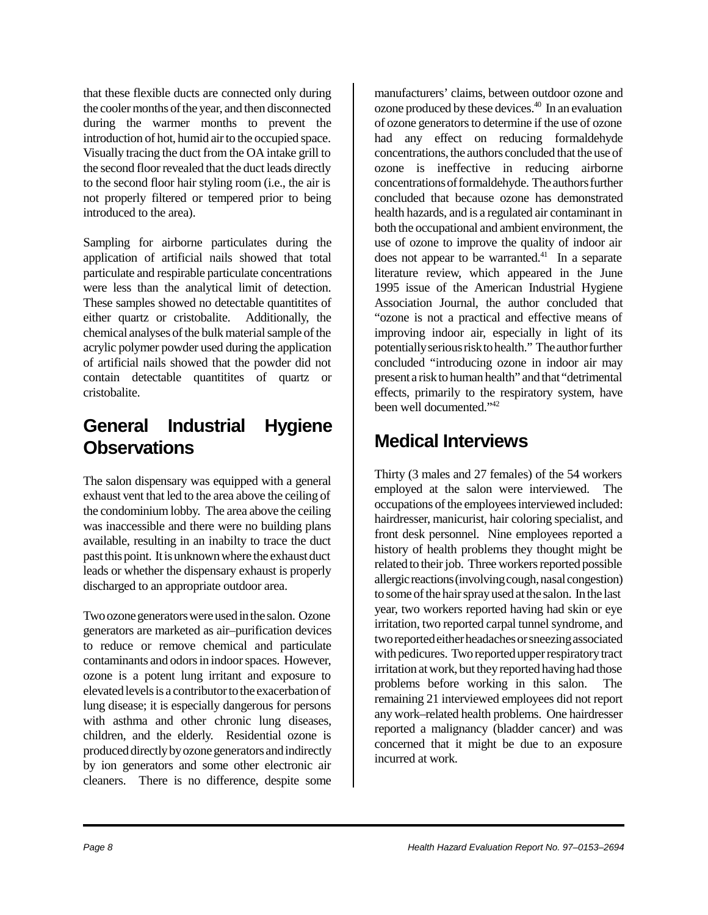that these flexible ducts are connected only during the cooler months of the year, and then disconnected during the warmer months to prevent the introduction of hot, humid air to the occupied space. Visually tracing the duct from the OA intake grill to the second floor revealed that the duct leads directly to the second floor hair styling room (i.e., the air is not properly filtered or tempered prior to being introduced to the area).

Sampling for airborne particulates during the application of artificial nails showed that total particulate and respirable particulate concentrations were less than the analytical limit of detection. These samples showed no detectable quantitites of either quartz or cristobalite. Additionally, the chemical analyses of the bulk material sample of the acrylic polymer powder used during the application of artificial nails showed that the powder did not contain detectable quantitites of quartz or cristobalite.

## General Industrial Hygiene Observations

The salon dispensary was equipped with a general exhaust vent that led to the area above the ceiling of the condominium lobby. The area above the ceiling was inaccessible and there were no building plans available, resulting in an inabilty to trace the duct past this point. It is unknown where the exhaust duct leads or whether the dispensary exhaust is properly discharged to an appropriate outdoor area.

Two ozone generators were used in the salon. Ozone generators are marketed as air–purification devices to reduce or remove chemical and particulate contaminants and odors in indoor spaces. However, ozone is a potent lung irritant and exposure to elevated levels is a contributor to the exacerbation of lung disease; it is especially dangerous for persons with asthma and other chronic lung diseases, children, and the elderly. Residential ozone is produced directly by ozone generators and indirectly by ion generators and some other electronic air cleaners. There is no difference, despite some manufacturers' claims, between outdoor ozone and ozone produced by these devices.[40] In an evaluation of ozone generators to determine if the use of ozone had any effect on reducing formaldehyde concentrations, the authors concluded that the use of ozone is ineffective in reducing airborne concentrations of formaldehyde. The authors further concluded that because ozone has demonstrated health hazards, and is a regulated air contaminant in both the occupational and ambient environment, the use of ozone to improve the quality of indoor air does not appear to be warranted.[41] In a separate literature review, which appeared in the June 1995 issue of the American Industrial Hygiene Association Journal, the author concluded that "ozone is not a practical and effective means of improving indoor air, especially in light of its potentially serious risk to health." The author further concluded "introducing ozone in indoor air may present a risk to human health" and that "detrimental effects, primarily to the respiratory system, have been well documented."[42]

## Medical Interviews

Thirty (3 males and 27 females) of the 54 workers employed at the salon were interviewed. The occupations of the employees interviewed included: hairdresser, manicurist, hair coloring specialist, and front desk personnel. Nine employees reported a history of health problems they thought might be related to their job. Three workers reported possible allergic reactions (involving cough, nasal congestion) to some of the hair spray used at the salon. In the last year, two workers reported having had skin or eye irritation, two reported carpal tunnel syndrome, and two reported either headaches or sneezing associated with pedicures. Two reported upper respiratory tract irritation at work, but they reported having had those problems before working in this salon. The remaining 21 interviewed employees did not report any work–related health problems. One hairdresser reported a malignancy (bladder cancer) and was concerned that it might be due to an exposure incurred at work.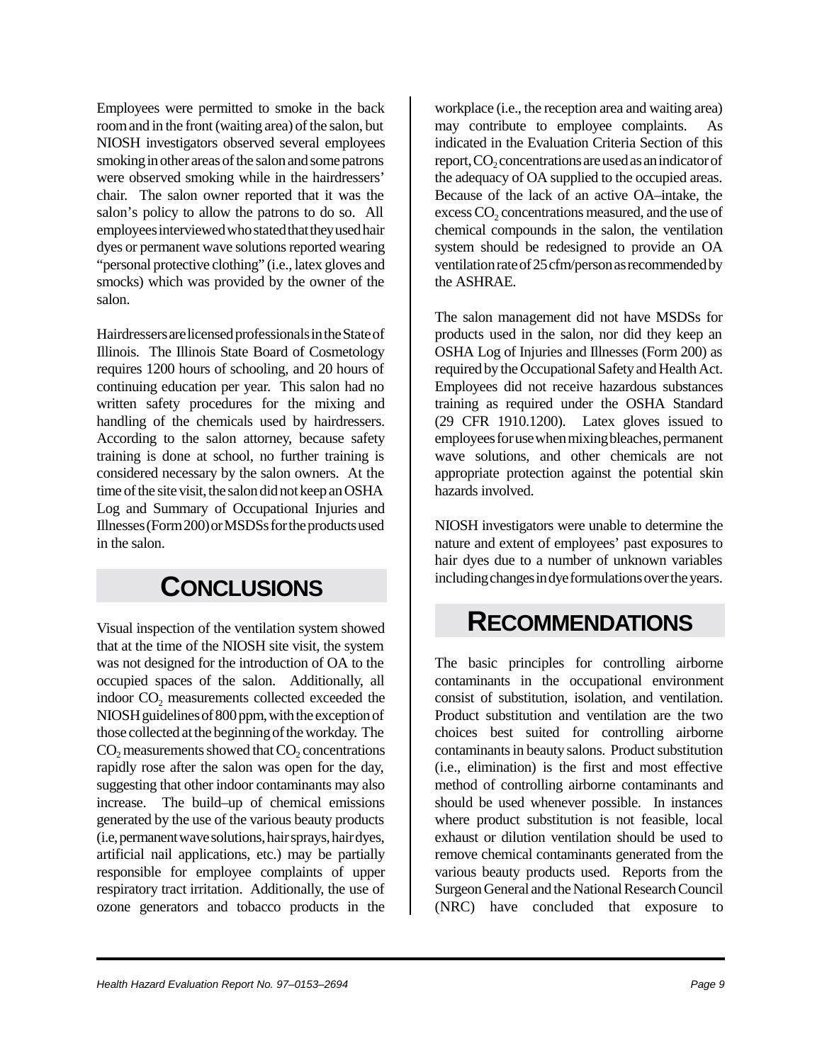Employees were permitted to smoke in the back room and in the front (waiting area) of the salon, but NIOSH investigators observed several employees smoking in other areas of the salon and some patrons were observed smoking while in the hairdressers' chair. The salon owner reported that it was the salon's policy to allow the patrons to do so. All employees interviewed who stated that they used hair dyes or permanent wave solutions reported wearing "personal protective clothing" (i.e., latex gloves and smocks) which was provided by the owner of the salon.

Hairdressers are licensed professionals in the State of Illinois. The Illinois State Board of Cosmetology requires 1200 hours of schooling, and 20 hours of continuing education per year. This salon had no written safety procedures for the mixing and handling of the chemicals used by hairdressers. According to the salon attorney, because safety training is done at school, no further training is considered necessary by the salon owners. At the time of the site visit, the salon did not keep an OSHA Log and Summary of Occupational Injuries and Illnesses (Form 200) or MSDSs for the products used in the salon.

# CONCLUSIONS

Visual inspection of the ventilation system showed that at the time of the NIOSH site visit, the system was not designed for the introduction of OA to the occupied spaces of the salon. Additionally, all indoor $CO_2$ measurements collected exceeded the NIOSH guidelines of 800 ppm, with the exception of those collected at the beginning of the workday. The $CO_2$ measurements showed that $CO_2$ concentrations rapidly rose after the salon was open for the day, suggesting that other indoor contaminants may also increase. The build–up of chemical emissions generated by the use of the various beauty products (i.e, permanent wave solutions, hair sprays, hair dyes, artificial nail applications, etc.) may be partially responsible for employee complaints of upper respiratory tract irritation. Additionally, the use of ozone generators and tobacco products in the workplace (i.e., the reception area and waiting area) may contribute to employee complaints. As indicated in the Evaluation Criteria Section of this report, $CO_2$ concentrations are used as an indicator of the adequacy of OA supplied to the occupied areas. Because of the lack of an active OA–intake, the excess $CO_2$ concentrations measured, and the use of chemical compounds in the salon, the ventilation system should be redesigned to provide an OA ventilation rate of 25 cfm/person as recommended by the ASHRAE.

The salon management did not have MSDSs for products used in the salon, nor did they keep an OSHA Log of Injuries and Illnesses (Form 200) as required by the Occupational Safety and Health Act. Employees did not receive hazardous substances training as required under the OSHA Standard (29 CFR 1910.1200). Latex gloves issued to employees for use when mixing bleaches, permanent wave solutions, and other chemicals are not appropriate protection against the potential skin hazards involved.

NIOSH investigators were unable to determine the nature and extent of employees' past exposures to hair dyes due to a number of unknown variables including changes in dye formulations over the years.

# RECOMMENDATIONS

The basic principles for controlling airborne contaminants in the occupational environment consist of substitution, isolation, and ventilation. Product substitution and ventilation are the two choices best suited for controlling airborne contaminants in beauty salons. Product substitution (i.e., elimination) is the first and most effective method of controlling airborne contaminants and should be used whenever possible. In instances where product substitution is not feasible, local exhaust or dilution ventilation should be used to remove chemical contaminants generated from the various beauty products used. Reports from the Surgeon General and the National Research Council (NRC) have concluded that exposure to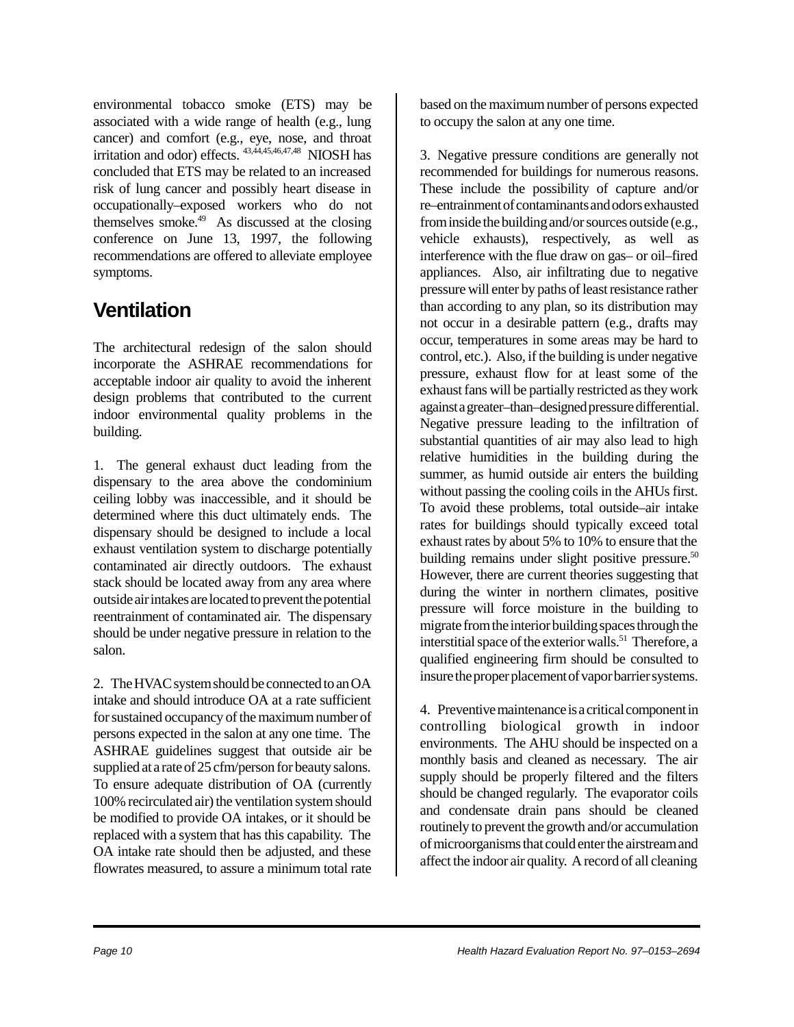environmental tobacco smoke (ETS) may be associated with a wide range of health (e.g., lung cancer) and comfort (e.g., eye, nose, and throat irritation and odor) effects. [43,44,45,46,47,48] NIOSH has concluded that ETS may be related to an increased risk of lung cancer and possibly heart disease in occupationally–exposed workers who do not themselves smoke.[49] As discussed at the closing conference on June 13, 1997, the following recommendations are offered to alleviate employee symptoms.

## Ventilation

The architectural redesign of the salon should incorporate the ASHRAE recommendations for acceptable indoor air quality to avoid the inherent design problems that contributed to the current indoor environmental quality problems in the building.

1. The general exhaust duct leading from the dispensary to the area above the condominium ceiling lobby was inaccessible, and it should be determined where this duct ultimately ends. The dispensary should be designed to include a local exhaust ventilation system to discharge potentially contaminated air directly outdoors. The exhaust stack should be located away from any area where outside air intakes are located to prevent the potential reentrainment of contaminated air. The dispensary should be under negative pressure in relation to the salon.

2. The HVAC system should be connected to an OA intake and should introduce OA at a rate sufficient for sustained occupancy of the maximum number of persons expected in the salon at any one time. The ASHRAE guidelines suggest that outside air be supplied at a rate of 25 cfm/person for beauty salons. To ensure adequate distribution of OA (currently 100% recirculated air) the ventilation system should be modified to provide OA intakes, or it should be replaced with a system that has this capability. The OA intake rate should then be adjusted, and these flowrates measured, to assure a minimum total rate based on the maximum number of persons expected to occupy the salon at any one time.

3. Negative pressure conditions are generally not recommended for buildings for numerous reasons. These include the possibility of capture and/or re–entrainment of contaminants and odors exhausted from inside the building and/or sources outside (e.g., vehicle exhausts), respectively, as well as interference with the flue draw on gas– or oil–fired appliances. Also, air infiltrating due to negative pressure will enter by paths of least resistance rather than according to any plan, so its distribution may not occur in a desirable pattern (e.g., drafts may occur, temperatures in some areas may be hard to control, etc.). Also, if the building is under negative pressure, exhaust flow for at least some of the exhaust fans will be partially restricted as they work against a greater–than–designed pressure differential. Negative pressure leading to the infiltration of substantial quantities of air may also lead to high relative humidities in the building during the summer, as humid outside air enters the building without passing the cooling coils in the AHUs first. To avoid these problems, total outside–air intake rates for buildings should typically exceed total exhaust rates by about 5% to 10% to ensure that the building remains under slight positive pressure.[50] However, there are current theories suggesting that during the winter in northern climates, positive pressure will force moisture in the building to migrate from the interior building spaces through the interstitial space of the exterior walls.[51] Therefore, a qualified engineering firm should be consulted to insure the proper placement of vapor barrier systems.

4. Preventive maintenance is a critical component in controlling biological growth in indoor environments. The AHU should be inspected on a monthly basis and cleaned as necessary. The air supply should be properly filtered and the filters should be changed regularly. The evaporator coils and condensate drain pans should be cleaned routinely to prevent the growth and/or accumulation of microorganisms that could enter the airstream and affect the indoor air quality. A record of all cleaning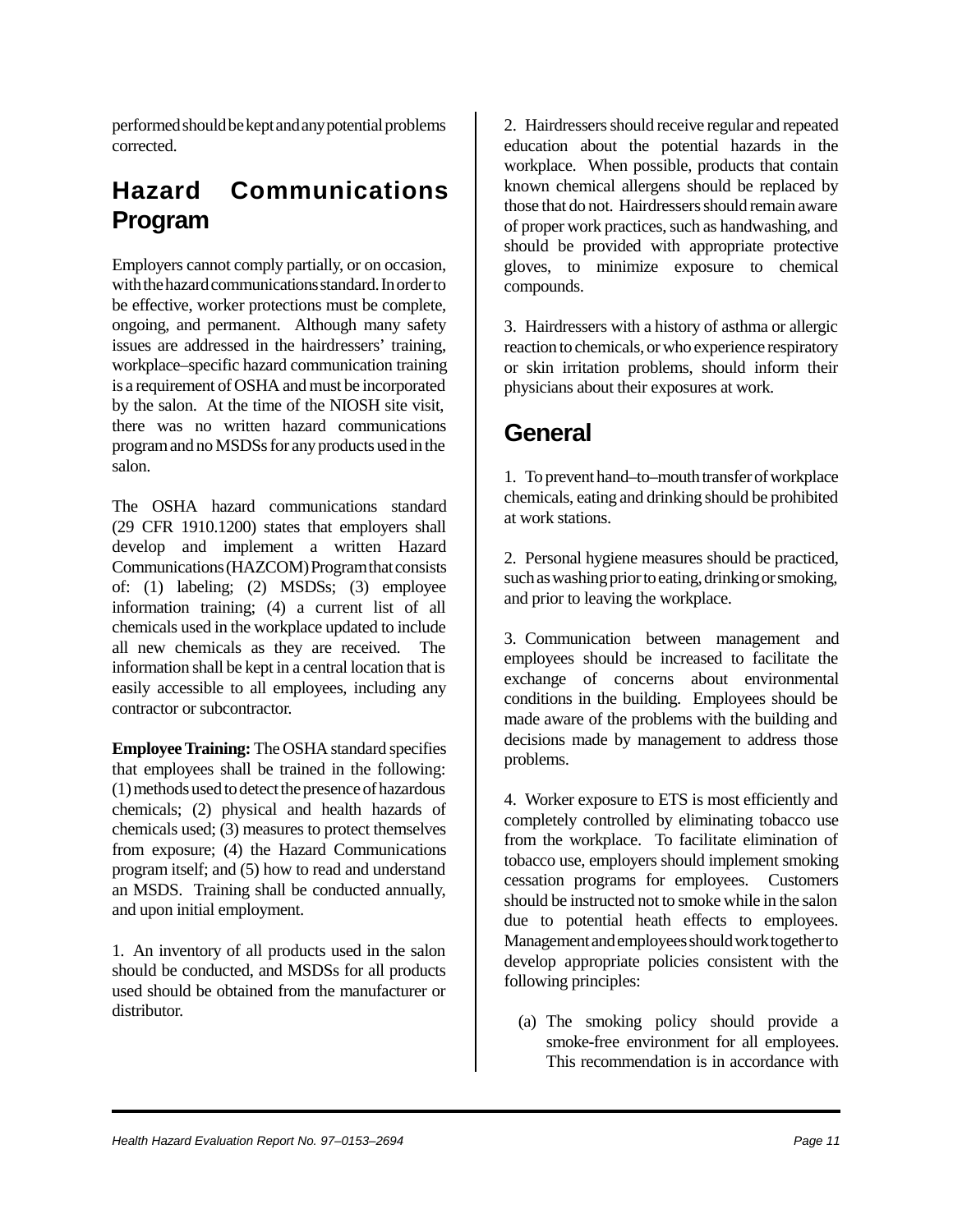performed should be kept and any potential problems corrected.

## Hazard Communications Program

Employers cannot comply partially, or on occasion, with the hazard communications standard. In order to be effective, worker protections must be complete, ongoing, and permanent. Although many safety issues are addressed in the hairdressers' training, workplace–specific hazard communication training is a requirement of OSHA and must be incorporated by the salon. At the time of the NIOSH site visit, there was no written hazard communications program and no MSDSs for any products used in the salon.

The OSHA hazard communications standard (29 CFR 1910.1200) states that employers shall develop and implement a written Hazard Communications (HAZCOM) Program that consists of: (1) labeling; (2) MSDSs; (3) employee information training; (4) a current list of all chemicals used in the workplace updated to include all new chemicals as they are received. The information shall be kept in a central location that is easily accessible to all employees, including any contractor or subcontractor.

**Employee Training:** The OSHA standard specifies that employees shall be trained in the following: (1) methods used to detect the presence of hazardous chemicals; (2) physical and health hazards of chemicals used; (3) measures to protect themselves from exposure; (4) the Hazard Communications program itself; and (5) how to read and understand an MSDS. Training shall be conducted annually, and upon initial employment.

1. An inventory of all products used in the salon should be conducted, and MSDSs for all products used should be obtained from the manufacturer or distributor.

2. Hairdressers should receive regular and repeated education about the potential hazards in the workplace. When possible, products that contain known chemical allergens should be replaced by those that do not. Hairdressers should remain aware of proper work practices, such as handwashing, and should be provided with appropriate protective gloves, to minimize exposure to chemical compounds.

3. Hairdressers with a history of asthma or allergic reaction to chemicals, or who experience respiratory or skin irritation problems, should inform their physicians about their exposures at work.

## General

1. To prevent hand–to–mouth transfer of workplace chemicals, eating and drinking should be prohibited at work stations.

2. Personal hygiene measures should be practiced, such as washing prior to eating, drinking or smoking, and prior to leaving the workplace.

3. Communication between management and employees should be increased to facilitate the exchange of concerns about environmental conditions in the building. Employees should be made aware of the problems with the building and decisions made by management to address those problems.

4. Worker exposure to ETS is most efficiently and completely controlled by eliminating tobacco use from the workplace. To facilitate elimination of tobacco use, employers should implement smoking cessation programs for employees. Customers should be instructed not to smoke while in the salon due to potential heath effects to employees. Management and employees should work together to develop appropriate policies consistent with the following principles:

(a) The smoking policy should provide a smoke-free environment for all employees. This recommendation is in accordance with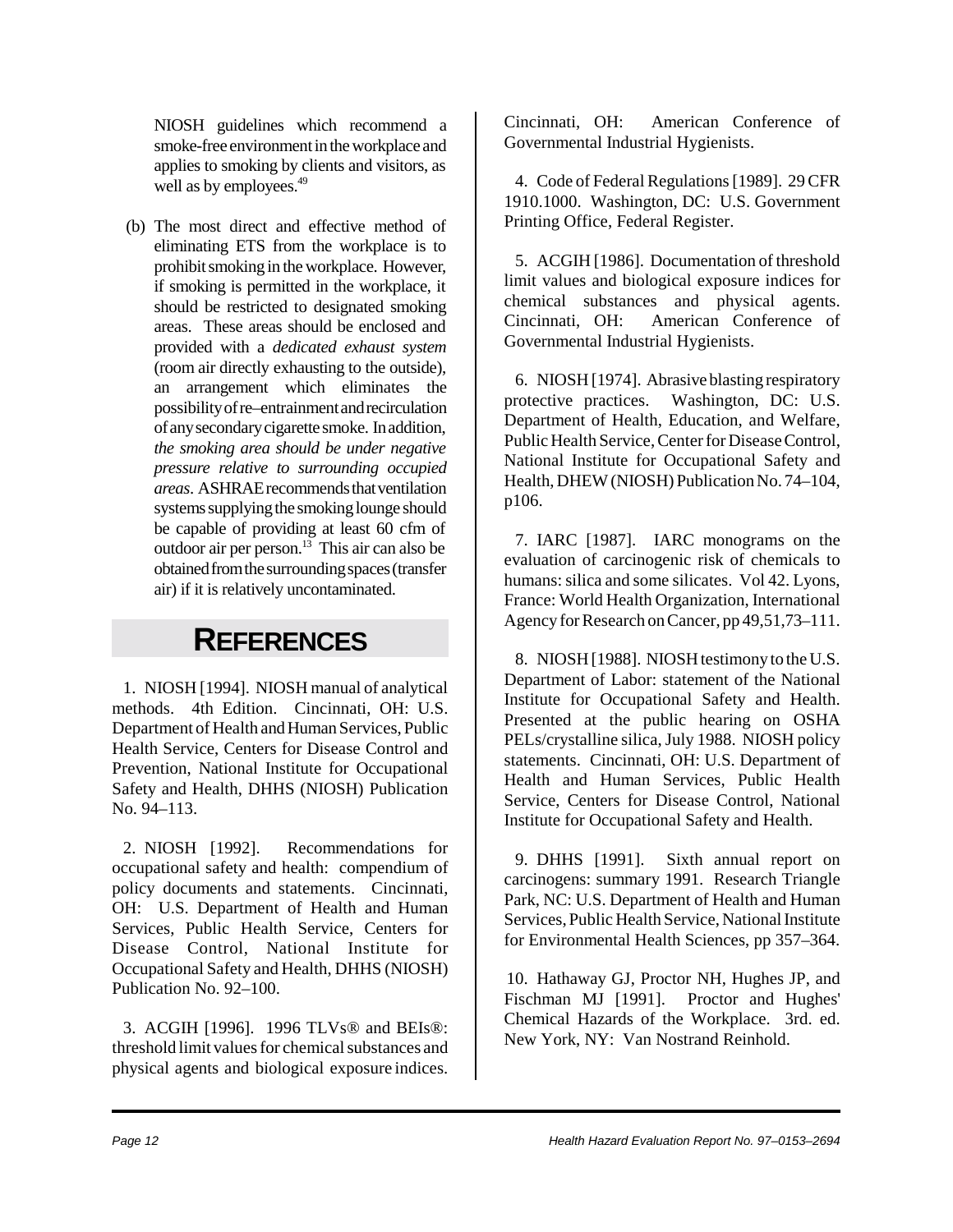NIOSH guidelines which recommend a smoke-free environment in the workplace and applies to smoking by clients and visitors, as well as by employees.[49]

(b) The most direct and effective method of eliminating ETS from the workplace is to prohibit smoking in the workplace. However, if smoking is permitted in the workplace, it should be restricted to designated smoking areas. These areas should be enclosed and provided with a *dedicated exhaust system* (room air directly exhausting to the outside), an arrangement which eliminates the possibility of re–entrainment and recirculation of any secondary cigarette smoke. In addition, *the smoking area should be under negative pressure relative to surrounding occupied areas*. ASHRAE recommends that ventilation systems supplying the smoking lounge should be capable of providing at least 60 cfm of outdoor air per person.[13] This air can also be obtained from the surrounding spaces (transfer air) if it is relatively uncontaminated.

# REFERENCES

1. NIOSH [1994]. NIOSH manual of analytical methods. 4th Edition. Cincinnati, OH: U.S. Department of Health and Human Services, Public Health Service, Centers for Disease Control and Prevention, National Institute for Occupational Safety and Health, DHHS (NIOSH) Publication No. 94–113.

2. NIOSH [1992]. Recommendations for occupational safety and health: compendium of policy documents and statements. Cincinnati, OH: U.S. Department of Health and Human Services, Public Health Service, Centers for Disease Control, National Institute for Occupational Safety and Health, DHHS (NIOSH) Publication No. 92–100.

3. ACGIH [1996]. 1996 TLVs® and BEIs®: threshold limit values for chemical substances and physical agents and biological exposure indices. Cincinnati, OH: American Conference of Governmental Industrial Hygienists.

4. Code of Federal Regulations [1989]. 29 CFR 1910.1000. Washington, DC: U.S. Government Printing Office, Federal Register.

5. ACGIH [1986]. Documentation of threshold limit values and biological exposure indices for chemical substances and physical agents. Cincinnati, OH: American Conference of Governmental Industrial Hygienists.

6. NIOSH [1974]. Abrasive blasting respiratory protective practices. Washington, DC: U.S. Department of Health, Education, and Welfare, Public Health Service, Center for Disease Control, National Institute for Occupational Safety and Health, DHEW (NIOSH) Publication No. 74–104, p106.

7. IARC [1987]. IARC monograms on the evaluation of carcinogenic risk of chemicals to humans: silica and some silicates. Vol 42. Lyons, France: World Health Organization, International Agency for Research on Cancer, pp 49,51,73–111.

8. NIOSH [1988]. NIOSH testimony to the U.S. Department of Labor: statement of the National Institute for Occupational Safety and Health. Presented at the public hearing on OSHA PELs/crystalline silica, July 1988. NIOSH policy statements. Cincinnati, OH: U.S. Department of Health and Human Services, Public Health Service, Centers for Disease Control, National Institute for Occupational Safety and Health.

9. DHHS [1991]. Sixth annual report on carcinogens: summary 1991. Research Triangle Park, NC: U.S. Department of Health and Human Services, Public Health Service, National Institute for Environmental Health Sciences, pp 357–364.

10. Hathaway GJ, Proctor NH, Hughes JP, and Fischman MJ [1991]. Proctor and Hughes' Chemical Hazards of the Workplace. 3rd. ed. New York, NY: Van Nostrand Reinhold.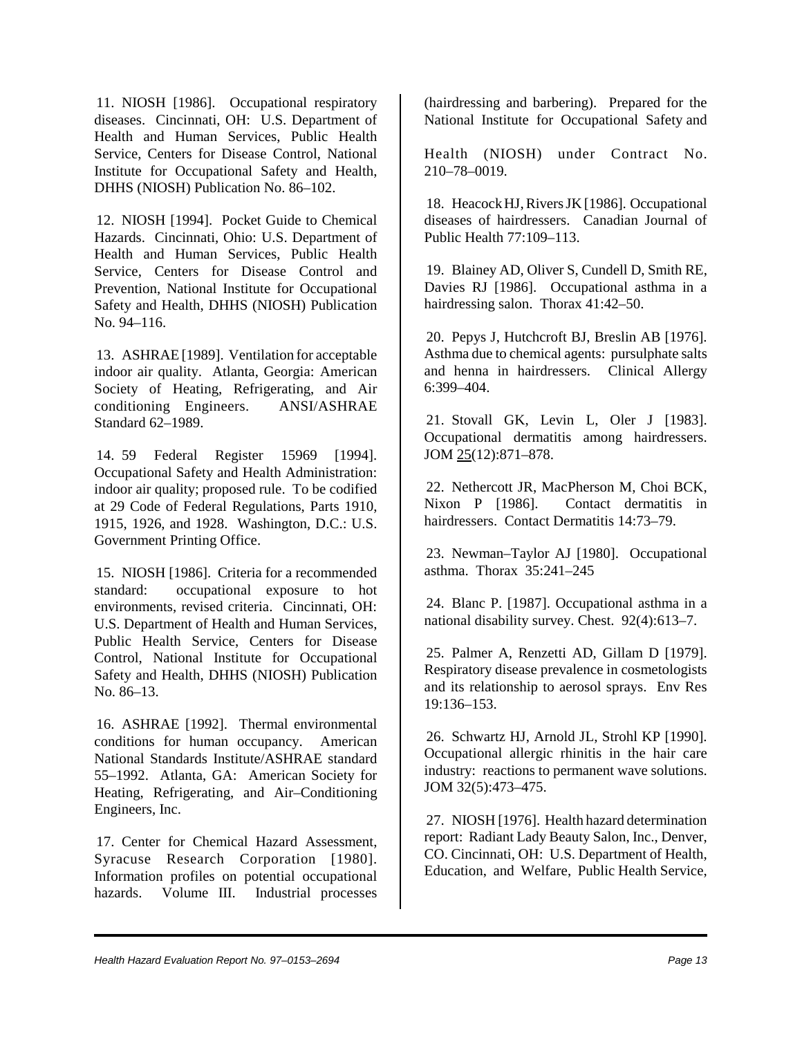11. NIOSH [1986]. Occupational respiratory diseases. Cincinnati, OH: U.S. Department of Health and Human Services, Public Health Service, Centers for Disease Control, National Institute for Occupational Safety and Health, DHHS (NIOSH) Publication No. 86–102.

12. NIOSH [1994]. Pocket Guide to Chemical Hazards. Cincinnati, Ohio: U.S. Department of Health and Human Services, Public Health Service, Centers for Disease Control and Prevention, National Institute for Occupational Safety and Health, DHHS (NIOSH) Publication No. 94–116.

13. ASHRAE [1989]. Ventilation for acceptable indoor air quality. Atlanta, Georgia: American Society of Heating, Refrigerating, and Air conditioning Engineers. ANSI/ASHRAE Standard 62–1989.

14. 59 Federal Register 15969 [1994]. Occupational Safety and Health Administration: indoor air quality; proposed rule. To be codified at 29 Code of Federal Regulations, Parts 1910, 1915, 1926, and 1928. Washington, D.C.: U.S. Government Printing Office.

15. NIOSH [1986]. Criteria for a recommended standard: occupational exposure to hot environments, revised criteria. Cincinnati, OH: U.S. Department of Health and Human Services, Public Health Service, Centers for Disease Control, National Institute for Occupational Safety and Health, DHHS (NIOSH) Publication No. 86–13.

16. ASHRAE [1992]. Thermal environmental conditions for human occupancy. American National Standards Institute/ASHRAE standard 55–1992. Atlanta, GA: American Society for Heating, Refrigerating, and Air–Conditioning Engineers, Inc.

17. Center for Chemical Hazard Assessment, Syracuse Research Corporation [1980]. Information profiles on potential occupational hazards. Volume III. Industrial processes (hairdressing and barbering). Prepared for the National Institute for Occupational Safety and Health (NIOSH) under Contract No. 210–78–0019.

18. Heacock HJ, Rivers JK [1986]. Occupational diseases of hairdressers. Canadian Journal of Public Health 77:109–113.

19. Blainey AD, Oliver S, Cundell D, Smith RE, Davies RJ [1986]. Occupational asthma in a hairdressing salon. Thorax 41:42–50.

20. Pepys J, Hutchcroft BJ, Breslin AB [1976]. Asthma due to chemical agents: pursulphate salts and henna in hairdressers. Clinical Allergy 6:399–404.

21. Stovall GK, Levin L, Oler J [1983]. Occupational dermatitis among hairdressers. JOM 25(12):871–878.

22. Nethercott JR, MacPherson M, Choi BCK, Nixon P [1986]. Contact dermatitis in hairdressers. Contact Dermatitis 14:73–79.

23. Newman–Taylor AJ [1980]. Occupational asthma. Thorax 35:241–245

24. Blanc P. [1987]. Occupational asthma in a national disability survey. Chest. 92(4):613–7.

25. Palmer A, Renzetti AD, Gillam D [1979]. Respiratory disease prevalence in cosmetologists and its relationship to aerosol sprays. Env Res 19:136–153.

26. Schwartz HJ, Arnold JL, Strohl KP [1990]. Occupational allergic rhinitis in the hair care industry: reactions to permanent wave solutions. JOM 32(5):473–475.

27. NIOSH [1976]. Health hazard determination report: Radiant Lady Beauty Salon, Inc., Denver, CO. Cincinnati, OH: U.S. Department of Health, Education, and Welfare, Public Health Service,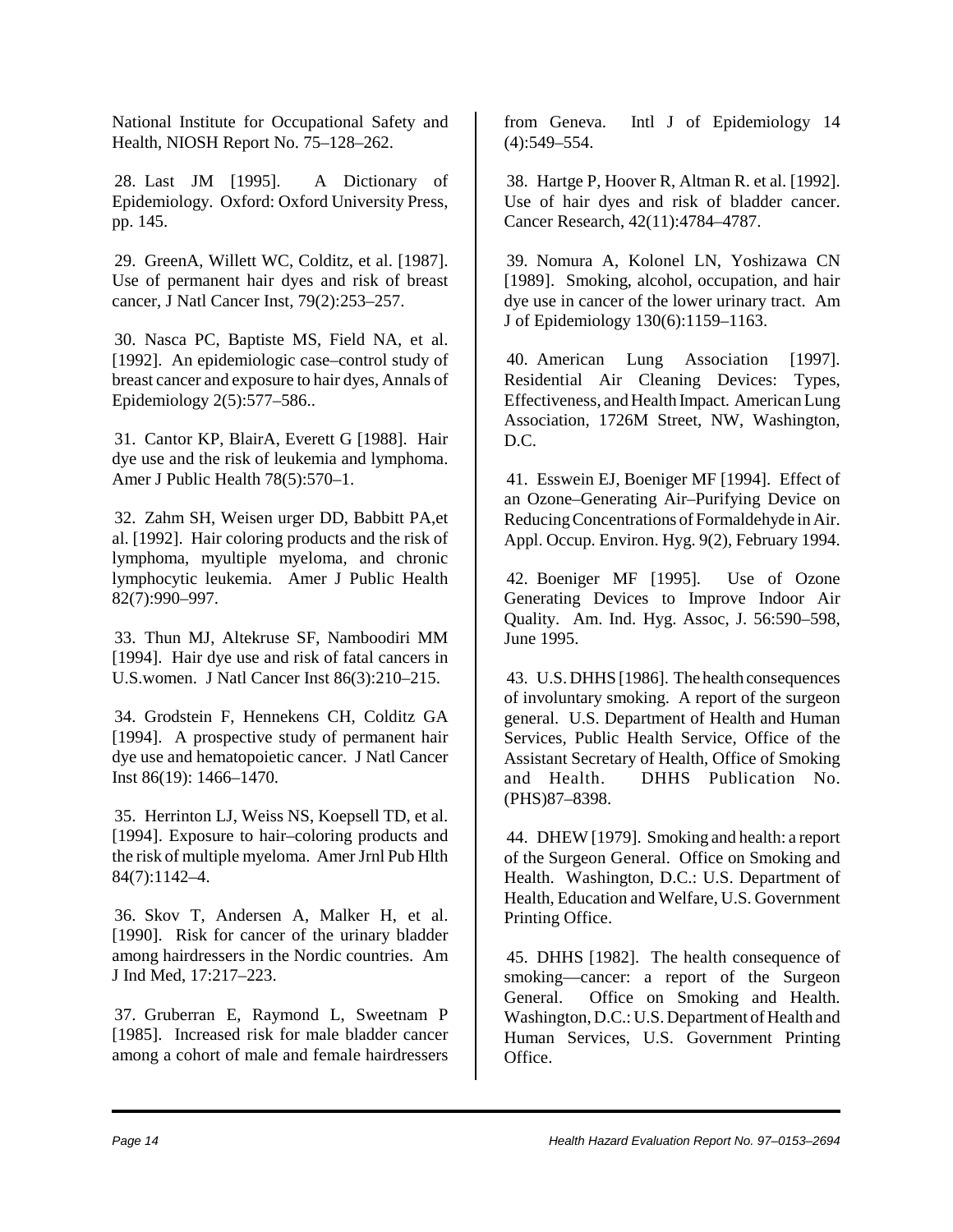National Institute for Occupational Safety and Health, NIOSH Report No. 75–128–262.

28. Last JM [1995]. A Dictionary of Epidemiology. Oxford: Oxford University Press, pp. 145.

29. GreenA, Willett WC, Colditz, et al. [1987]. Use of permanent hair dyes and risk of breast cancer, J Natl Cancer Inst, 79(2):253–257.

30. Nasca PC, Baptiste MS, Field NA, et al. [1992]. An epidemiologic case–control study of breast cancer and exposure to hair dyes, Annals of Epidemiology 2(5):577–586..

31. Cantor KP, BlairA, Everett G [1988]. Hair dye use and the risk of leukemia and lymphoma. Amer J Public Health 78(5):570–1.

32. Zahm SH, Weisen urger DD, Babbitt PA,et al. [1992]. Hair coloring products and the risk of lymphoma, myultiple myeloma, and chronic lymphocytic leukemia. Amer J Public Health 82(7):990–997.

33. Thun MJ, Altekruse SF, Namboodiri MM [1994]. Hair dye use and risk of fatal cancers in U.S.women. J Natl Cancer Inst 86(3):210–215.

34. Grodstein F, Hennekens CH, Colditz GA [1994]. A prospective study of permanent hair dye use and hematopoietic cancer. J Natl Cancer Inst 86(19): 1466–1470.

35. Herrinton LJ, Weiss NS, Koepsell TD, et al. [1994]. Exposure to hair–coloring products and the risk of multiple myeloma. Amer Jrnl Pub Hlth 84(7):1142–4.

36. Skov T, Andersen A, Malker H, et al. [1990]. Risk for cancer of the urinary bladder among hairdressers in the Nordic countries. Am J Ind Med, 17:217–223.

37. Gruberran E, Raymond L, Sweetnam P [1985]. Increased risk for male bladder cancer among a cohort of male and female hairdressers from Geneva. Intl J of Epidemiology 14 (4):549–554.

38. Hartge P, Hoover R, Altman R. et al. [1992]. Use of hair dyes and risk of bladder cancer. Cancer Research, 42(11):4784–4787.

39. Nomura A, Kolonel LN, Yoshizawa CN [1989]. Smoking, alcohol, occupation, and hair dye use in cancer of the lower urinary tract. Am J of Epidemiology 130(6):1159–1163.

40. American Lung Association [1997]. Residential Air Cleaning Devices: Types, Effectiveness, and Health Impact. American Lung Association, 1726M Street, NW, Washington, D.C.

41. Esswein EJ, Boeniger MF [1994]. Effect of an Ozone–Generating Air–Purifying Device on Reducing Concentrations of Formaldehyde in Air. Appl. Occup. Environ. Hyg. 9(2), February 1994.

42. Boeniger MF [1995]. Use of Ozone Generating Devices to Improve Indoor Air Quality. Am. Ind. Hyg. Assoc, J. 56:590–598, June 1995.

43. U.S. DHHS [1986]. The health consequences of involuntary smoking. A report of the surgeon general. U.S. Department of Health and Human Services, Public Health Service, Office of the Assistant Secretary of Health, Office of Smoking and Health. DHHS Publication No. (PHS)87–8398.

44. DHEW [1979]. Smoking and health: a report of the Surgeon General. Office on Smoking and Health. Washington, D.C.: U.S. Department of Health, Education and Welfare, U.S. Government Printing Office.

45. DHHS [1982]. The health consequence of smoking—cancer: a report of the Surgeon General. Office on Smoking and Health. Washington, D.C.: U.S. Department of Health and Human Services, U.S. Government Printing Office.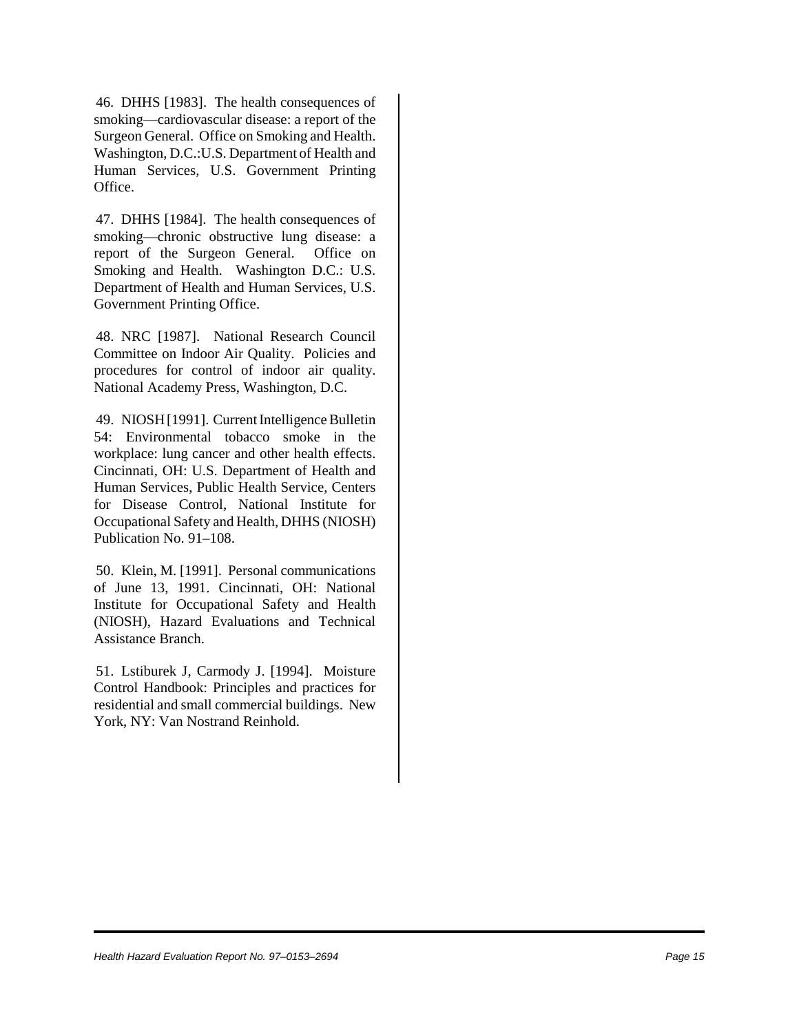46. DHHS [1983]. The health consequences of smoking—cardiovascular disease: a report of the Surgeon General. Office on Smoking and Health. Washington, D.C.:U.S. Department of Health and Human Services, U.S. Government Printing Office.

47. DHHS [1984]. The health consequences of smoking—chronic obstructive lung disease: a report of the Surgeon General. Office on Smoking and Health. Washington D.C.: U.S. Department of Health and Human Services, U.S. Government Printing Office.

48. NRC [1987]. National Research Council Committee on Indoor Air Quality. Policies and procedures for control of indoor air quality. National Academy Press, Washington, D.C.

49. NIOSH [1991]. Current Intelligence Bulletin 54: Environmental tobacco smoke in the workplace: lung cancer and other health effects. Cincinnati, OH: U.S. Department of Health and Human Services, Public Health Service, Centers for Disease Control, National Institute for Occupational Safety and Health, DHHS (NIOSH) Publication No. 91–108.

50. Klein, M. [1991]. Personal communications of June 13, 1991. Cincinnati, OH: National Institute for Occupational Safety and Health (NIOSH), Hazard Evaluations and Technical Assistance Branch.

51. Lstiburek J, Carmody J. [1994]. Moisture Control Handbook: Principles and practices for residential and small commercial buildings. New York, NY: Van Nostrand Reinhold.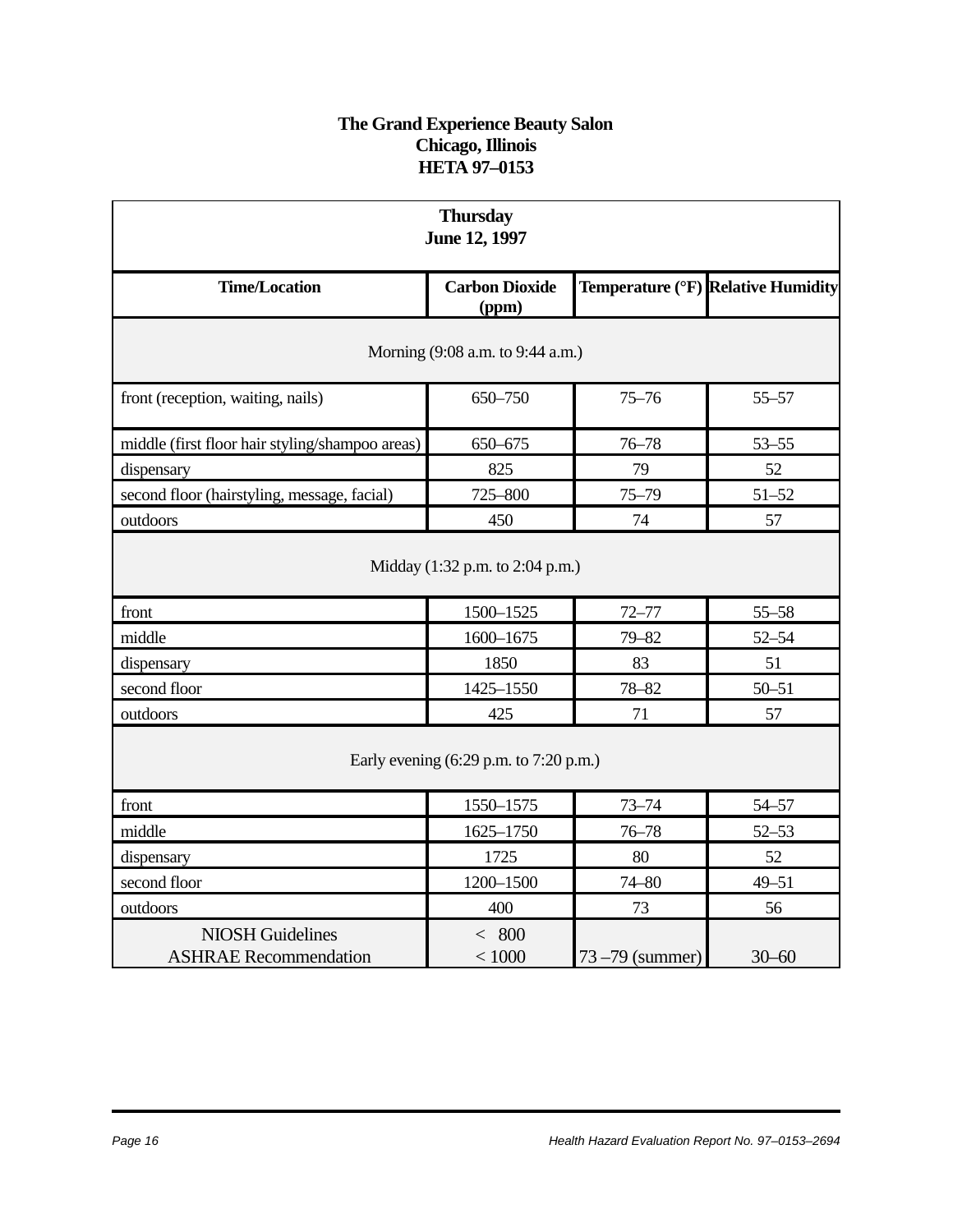**The Grand Experience Beauty Salon**
**Chicago, Illinois**
**HETA 97–0153**

| **Thursday June 12, 1997** | | | |
|---|---|---|---|
| **Time/Location** | **Carbon Dioxide (ppm)** | **Temperature (°F)** | **Relative Humidity** |
| Morning (9:08 a.m. to 9:44 a.m.) | | | |
| front (reception, waiting, nails) | 650–750 | 75–76 | 55–57 |
| middle (first floor hair styling/shampoo areas) | 650–675 | 76–78 | 53–55 |
| dispensary | 825 | 79 | 52 |
| second floor (hairstyling, message, facial) | 725–800 | 75–79 | 51–52 |
| outdoors | 450 | 74 | 57 |
| Midday (1:32 p.m. to 2:04 p.m.) | | | |
| front | 1500–1525 | 72–77 | 55–58 |
| middle | 1600–1675 | 79–82 | 52–54 |
| dispensary | 1850 | 83 | 51 |
| second floor | 1425–1550 | 78–82 | 50–51 |
| outdoors | 425 | 71 | 57 |
| Early evening (6:29 p.m. to 7:20 p.m.) | | | |
| front | 1550–1575 | 73–74 | 54–57 |
| middle | 1625–1750 | 76–78 | 52–53 |
| dispensary | 1725 | 80 | 52 |
| second floor | 1200–1500 | 74–80 | 49–51 |
| outdoors | 400 | 73 | 56 |
| NIOSH Guidelines<br>ASHRAE Recommendation | < 800<br>< 1000 | 73 –79 (summer) | 30–60 |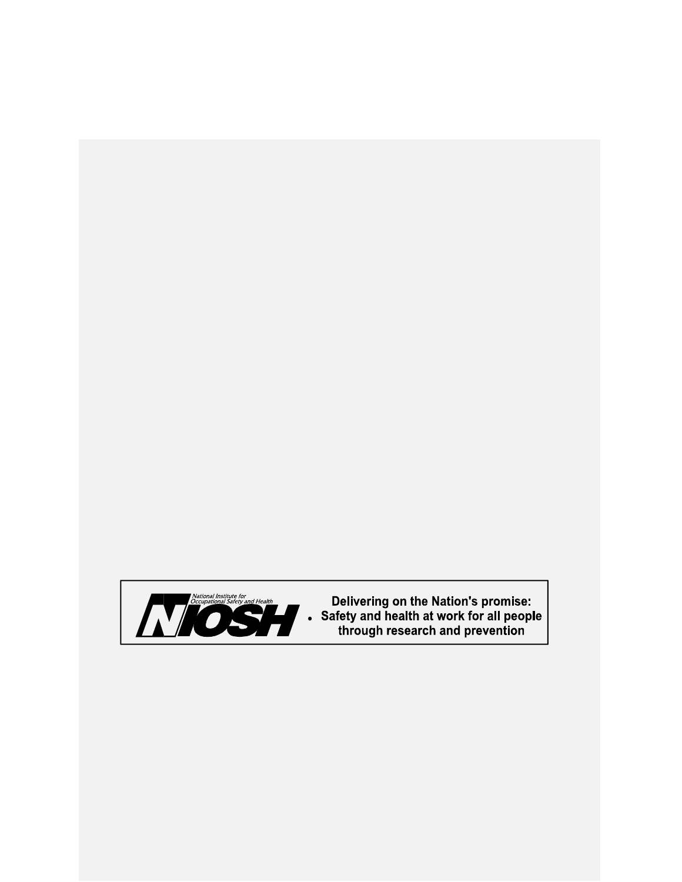National Institute for Occupational Safety and Health

NIOSH

Delivering on the Nation's promise:
Safety and health at work for all people
through research and prevention